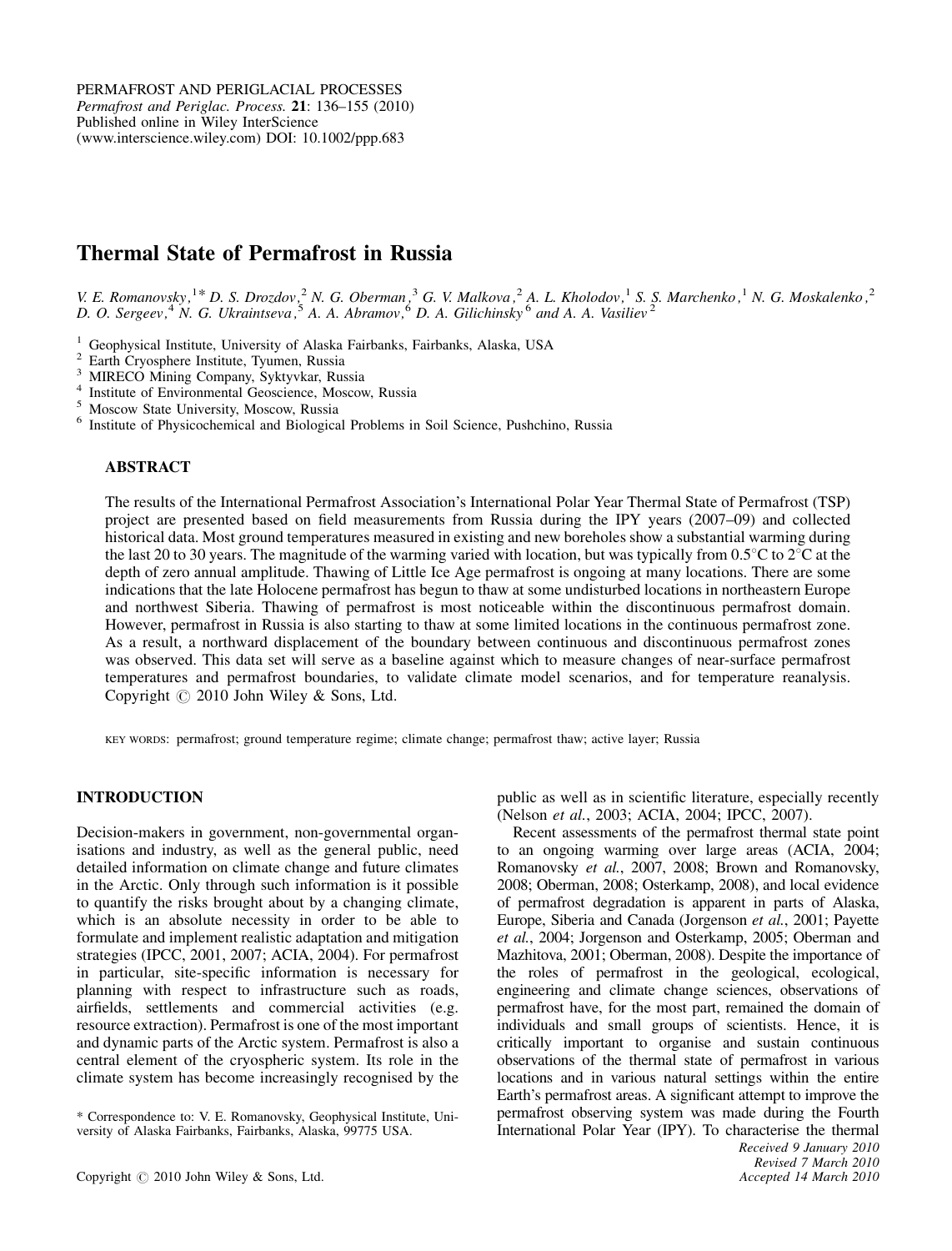PERMAFROST AND PERIGLACIAL PROCESSES
*Permafrost and Periglac. Process.* **21**: 136–155 (2010)
Published online in Wiley InterScience
(www.interscience.wiley.com) DOI: 10.1002/ppp.683

# Thermal State of Permafrost in Russia

*V. E. Romanovsky,*[1]* *D. S. Drozdov,*[2] *N. G. Oberman,*[3] *G. V. Malkova,*[2] *A. L. Kholodov,*[1] *S. S. Marchenko,*[1] *N. G. Moskalenko,*[2] *D. O. Sergeev,*[4] *N. G. Ukraintseva,*[5] *A. A. Abramov,*[6] *D. A. Gilichinsky*[6] *and A. A. Vasiliev*[2]

[1] Geophysical Institute, University of Alaska Fairbanks, Fairbanks, Alaska, USA
[2] Earth Cryosphere Institute, Tyumen, Russia
[3] MIRECO Mining Company, Syktyvkar, Russia
[4] Institute of Environmental Geoscience, Moscow, Russia
[5] Moscow State University, Moscow, Russia
[6] Institute of Physicochemical and Biological Problems in Soil Science, Pushchino, Russia

## ABSTRACT

The results of the International Permafrost Association's International Polar Year Thermal State of Permafrost (TSP) project are presented based on field measurements from Russia during the IPY years (2007–09) and collected historical data. Most ground temperatures measured in existing and new boreholes show a substantial warming during the last 20 to 30 years. The magnitude of the warming varied with location, but was typically from 0.5°C to 2°C at the depth of zero annual amplitude. Thawing of Little Ice Age permafrost is ongoing at many locations. There are some indications that the late Holocene permafrost has begun to thaw at some undisturbed locations in northeastern Europe and northwest Siberia. Thawing of permafrost is most noticeable within the discontinuous permafrost domain. However, permafrost in Russia is also starting to thaw at some limited locations in the continuous permafrost zone. As a result, a northward displacement of the boundary between continuous and discontinuous permafrost zones was observed. This data set will serve as a baseline against which to measure changes of near-surface permafrost temperatures and permafrost boundaries, to validate climate model scenarios, and for temperature reanalysis. Copyright © 2010 John Wiley & Sons, Ltd.

KEY WORDS: permafrost; ground temperature regime; climate change; permafrost thaw; active layer; Russia

## INTRODUCTION

Decision-makers in government, non-governmental organisations and industry, as well as the general public, need detailed information on climate change and future climates in the Arctic. Only through such information is it possible to quantify the risks brought about by a changing climate, which is an absolute necessity in order to be able to formulate and implement realistic adaptation and mitigation strategies (IPCC, 2001, 2007; ACIA, 2004). For permafrost in particular, site-specific information is necessary for planning with respect to infrastructure such as roads, airfields, settlements and commercial activities (e.g. resource extraction). Permafrost is one of the most important and dynamic parts of the Arctic system. Permafrost is also a central element of the cryospheric system. Its role in the climate system has become increasingly recognised by the public as well as in scientific literature, especially recently (Nelson *et al.*, 2003; ACIA, 2004; IPCC, 2007).

Recent assessments of the permafrost thermal state point to an ongoing warming over large areas (ACIA, 2004; Romanovsky *et al.*, 2007, 2008; Brown and Romanovsky, 2008; Oberman, 2008; Osterkamp, 2008), and local evidence of permafrost degradation is apparent in parts of Alaska, Europe, Siberia and Canada (Jorgenson *et al.*, 2001; Payette *et al.*, 2004; Jorgenson and Osterkamp, 2005; Oberman and Mazhitova, 2001; Oberman, 2008). Despite the importance of the roles of permafrost in the geological, ecological, engineering and climate change sciences, observations of permafrost have, for the most part, remained the domain of individuals and small groups of scientists. Hence, it is critically important to organise and sustain continuous observations of the thermal state of permafrost in various locations and in various natural settings within the entire Earth's permafrost areas. A significant attempt to improve the permafrost observing system was made during the Fourth International Polar Year (IPY). To characterise the thermal

\* Correspondence to: V. E. Romanovsky, Geophysical Institute, University of Alaska Fairbanks, Fairbanks, Alaska, 99775 USA.

*Received 9 January 2010*
*Revised 7 March 2010*
*Accepted 14 March 2010*

Copyright © 2010 John Wiley & Sons, Ltd.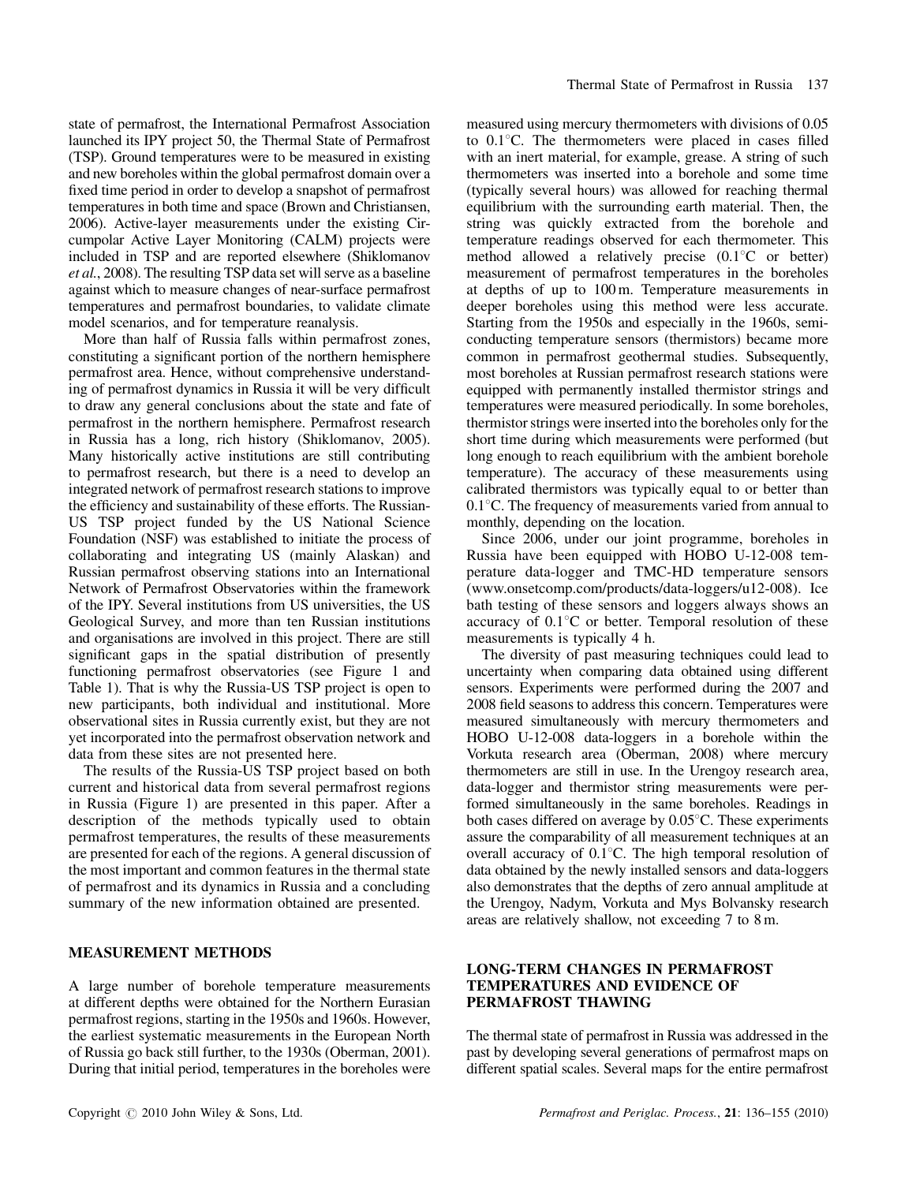state of permafrost, the International Permafrost Association launched its IPY project 50, the Thermal State of Permafrost (TSP). Ground temperatures were to be measured in existing and new boreholes within the global permafrost domain over a fixed time period in order to develop a snapshot of permafrost temperatures in both time and space (Brown and Christiansen, 2006). Active-layer measurements under the existing Circumpolar Active Layer Monitoring (CALM) projects were included in TSP and are reported elsewhere (Shiklomanov *et al.*, 2008). The resulting TSP data set will serve as a baseline against which to measure changes of near-surface permafrost temperatures and permafrost boundaries, to validate climate model scenarios, and for temperature reanalysis.

More than half of Russia falls within permafrost zones, constituting a significant portion of the northern hemisphere permafrost area. Hence, without comprehensive understanding of permafrost dynamics in Russia it will be very difficult to draw any general conclusions about the state and fate of permafrost in the northern hemisphere. Permafrost research in Russia has a long, rich history (Shiklomanov, 2005). Many historically active institutions are still contributing to permafrost research, but there is a need to develop an integrated network of permafrost research stations to improve the efficiency and sustainability of these efforts. The Russian-US TSP project funded by the US National Science Foundation (NSF) was established to initiate the process of collaborating and integrating US (mainly Alaskan) and Russian permafrost observing stations into an International Network of Permafrost Observatories within the framework of the IPY. Several institutions from US universities, the US Geological Survey, and more than ten Russian institutions and organisations are involved in this project. There are still significant gaps in the spatial distribution of presently functioning permafrost observatories (see Figure 1 and Table 1). That is why the Russia-US TSP project is open to new participants, both individual and institutional. More observational sites in Russia currently exist, but they are not yet incorporated into the permafrost observation network and data from these sites are not presented here.

The results of the Russia-US TSP project based on both current and historical data from several permafrost regions in Russia (Figure 1) are presented in this paper. After a description of the methods typically used to obtain permafrost temperatures, the results of these measurements are presented for each of the regions. A general discussion of the most important and common features in the thermal state of permafrost and its dynamics in Russia and a concluding summary of the new information obtained are presented.

## MEASUREMENT METHODS

A large number of borehole temperature measurements at different depths were obtained for the Northern Eurasian permafrost regions, starting in the 1950s and 1960s. However, the earliest systematic measurements in the European North of Russia go back still further, to the 1930s (Oberman, 2001). During that initial period, temperatures in the boreholes were measured using mercury thermometers with divisions of 0.05 to 0.1°C. The thermometers were placed in cases filled with an inert material, for example, grease. A string of such thermometers was inserted into a borehole and some time (typically several hours) was allowed for reaching thermal equilibrium with the surrounding earth material. Then, the string was quickly extracted from the borehole and temperature readings observed for each thermometer. This method allowed a relatively precise (0.1°C or better) measurement of permafrost temperatures in the boreholes at depths of up to 100 m. Temperature measurements in deeper boreholes using this method were less accurate. Starting from the 1950s and especially in the 1960s, semi-conducting temperature sensors (thermistors) became more common in permafrost geothermal studies. Subsequently, most boreholes at Russian permafrost research stations were equipped with permanently installed thermistor strings and temperatures were measured periodically. In some boreholes, thermistor strings were inserted into the boreholes only for the short time during which measurements were performed (but long enough to reach equilibrium with the ambient borehole temperature). The accuracy of these measurements using calibrated thermistors was typically equal to or better than 0.1°C. The frequency of measurements varied from annual to monthly, depending on the location.

Since 2006, under our joint programme, boreholes in Russia have been equipped with HOBO U-12-008 temperature data-logger and TMC-HD temperature sensors (www.onsetcomp.com/products/data-loggers/u12-008). Ice bath testing of these sensors and loggers always shows an accuracy of 0.1°C or better. Temporal resolution of these measurements is typically 4 h.

The diversity of past measuring techniques could lead to uncertainty when comparing data obtained using different sensors. Experiments were performed during the 2007 and 2008 field seasons to address this concern. Temperatures were measured simultaneously with mercury thermometers and HOBO U-12-008 data-loggers in a borehole within the Vorkuta research area (Oberman, 2008) where mercury thermometers are still in use. In the Urengoy research area, data-logger and thermistor string measurements were performed simultaneously in the same boreholes. Readings in both cases differed on average by 0.05°C. These experiments assure the comparability of all measurement techniques at an overall accuracy of 0.1°C. The high temporal resolution of data obtained by the newly installed sensors and data-loggers also demonstrates that the depths of zero annual amplitude at the Urengoy, Nadym, Vorkuta and Mys Bolvansky research areas are relatively shallow, not exceeding 7 to 8 m.

## LONG-TERM CHANGES IN PERMAFROST TEMPERATURES AND EVIDENCE OF PERMAFROST THAWING

The thermal state of permafrost in Russia was addressed in the past by developing several generations of permafrost maps on different spatial scales. Several maps for the entire permafrost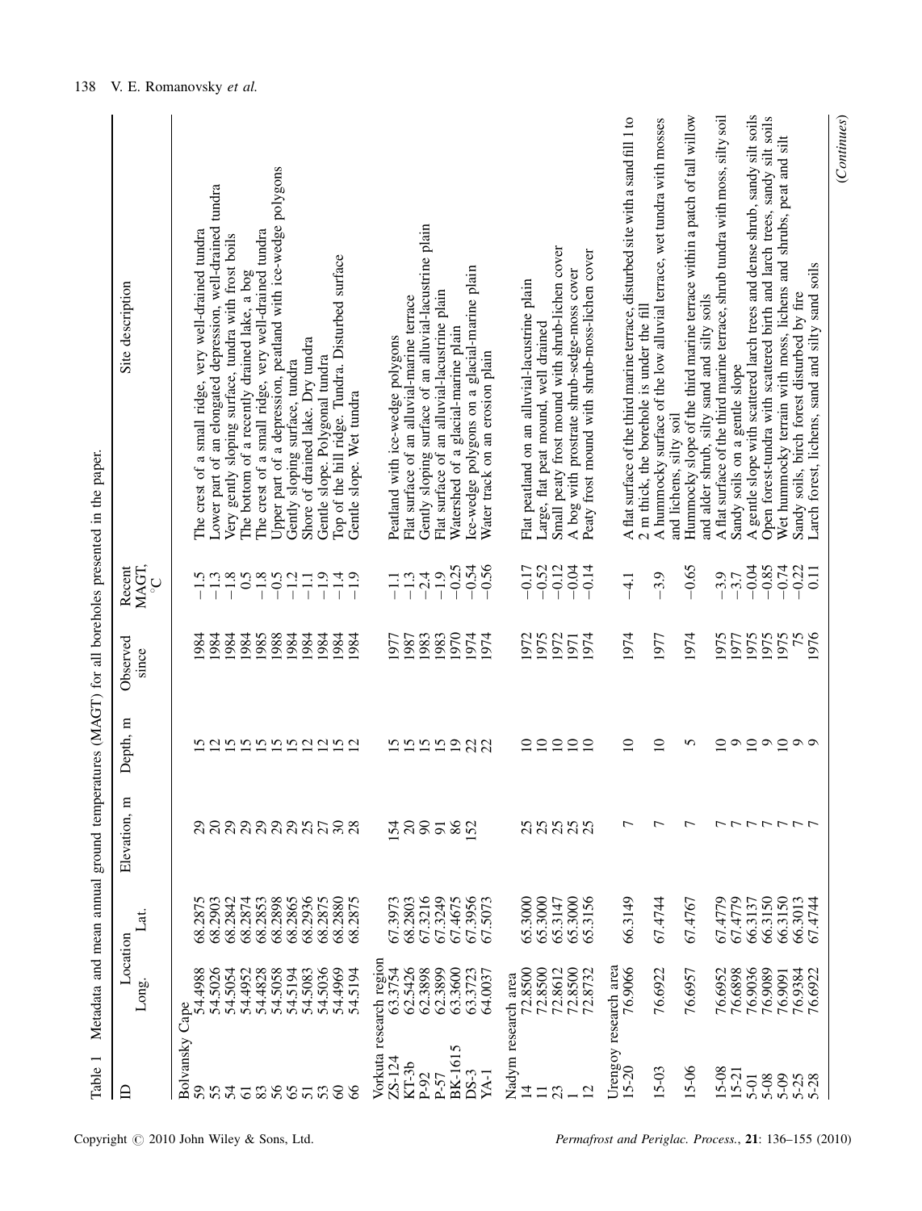Table 1 Metadata and mean annual ground temperatures (MAGT) for all boreholes presented in the paper.

| ID | Location Long. | Lat. | Elevation, m | Depth, m | Observed since | Recent MAGT, °C | Site description |
|---|---|---|---|---|---|---|---|
| Bolvansky Cape | | | | | | | |
| 59 | 54.4988 | 68.2875 | 29 | 15 | 1984 | −1.5 | The crest of a small ridge, very well-drained tundra |
| 55 | 54.5026 | 68.2903 | 20 | 12 | 1984 | −1.3 | Lower part of an elongated depression, well-drained tundra |
| 54 | 54.5054 | 68.2842 | 29 | 15 | 1984 | −1.8 | Very gently sloping surface, tundra with frost boils |
| 61 | 54.4952 | 68.2874 | 29 | 15 | 1984 | 0.5 | The bottom of a recently drained lake, a bog |
| 83 | 54.4828 | 68.2853 | 29 | 15 | 1985 | −1.8 | The crest of a small ridge, very well-drained tundra |
| 56 | 54.5058 | 68.2898 | 29 | 15 | 1988 | −0.5 | Upper part of a depression, peatland with ice-wedge polygons |
| 65 | 54.5194 | 68.2865 | 29 | 15 | 1984 | −1.2 | Gently sloping surface, tundra |
| 51 | 54.5083 | 68.2936 | 25 | 12 | 1984 | −1.1 | Shore of drained lake. Dry tundra |
| 53 | 54.5036 | 68.2875 | 27 | 12 | 1984 | −1.9 | Gentle slope. Polygonal tundra |
| 60 | 54.4969 | 68.2880 | 30 | 15 | 1984 | −1.4 | Top of the hill ridge. Tundra. Disturbed surface |
| 66 | 54.5194 | 68.2875 | 28 | 12 | 1984 | −1.9 | Gentle slope. Wet tundra |
| Vorkuta research region | | | | | | | |
| ZS-124 | 63.3754 | 67.3973 | 154 | 15 | 1977 | −1.1 | Peatland with ice-wedge polygons |
| KT-3b | 62.5426 | 68.2803 | 20 | 15 | 1987 | −1.3 | Flat surface of an alluvial-marine terrace |
| P-92 | 62.3898 | 67.3216 | 90 | 15 | 1983 | −2.4 | Gently sloping surface of an alluvial-lacustrine plain |
| P-57 | 62.3899 | 67.3249 | 91 | 15 | 1983 | −1.9 | Flat surface of an alluvial-lacustrine plain |
| BK-1615 | 63.3600 | 67.4675 | 86 | 19 | 1970 | −0.25 | Watershed of a glacial-marine plain |
| DS-3 | 63.3723 | 67.3956 | 152 | 22 | 1974 | −0.54 | Ice-wedge polygons on a glacial-marine plain |
| YA-1 | 64.0037 | 67.5073 | | 22 | 1974 | −0.56 | Water track on an erosion plain |
| Nadym research area | | | | | | | |
| 14 | 72.8500 | 65.3000 | 25 | 10 | 1972 | −0.17 | Flat peatland on an alluvial-lacustrine plain |
| 11 | 72.8500 | 65.3000 | 25 | 10 | 1975 | −0.52 | Large, flat peat mound, well drained |
| 23 | 72.8612 | 65.3147 | 25 | 10 | 1972 | −0.12 | Small peaty frost mound with shrub-lichen cover |
| 1 | 72.8500 | 65.3000 | 25 | 10 | 1971 | −0.04 | A bog with prostrate shrub-sedge-moss cover |
| 12 | 72.8732 | 65.3156 | 25 | 10 | 1974 | −0.14 | Peaty frost mound with shrub-moss-lichen cover |
| Urengoy research area | | | | | | | |
| 15-20 | 76.9066 | 66.3149 | 7 | 10 | 1974 | −4.1 | A flat surface of the third marine terrace, disturbed site with a sand fill 1 to 2 m thick, the borehole is under the fill |
| 15-03 | 76.6922 | 67.4744 | 7 | 10 | 1977 | −3.9 | A hummocky surface of the low alluvial terrace, wet tundra with mosses and lichens, silty soil |
| 15-06 | 76.6957 | 67.4767 | 7 | 5 | 1974 | −0.65 | Hummocky slope of the third marine terrace within a patch of tall willow and alder shrub, silty sand and silty soils |
| 15-08 | 76.6952 | 67.4779 | 7 | 10 | 1975 | −3.9 | A flat surface of the third marine terrace, shrub tundra with moss, silty soil |
| 15-21 | 76.6898 | 67.4779 | 7 | 9 | 1977 | −3.7 | Sandy soils on a gentle slope |
| 5-01 | 76.9036 | 66.3137 | 7 | 10 | 1975 | −0.04 | A gentle slope with scattered larch trees and dense shrub, sandy silt soils |
| 5-08 | 76.9089 | 66.3150 | 7 | 9 | 1975 | −0.85 | Open forest-tundra with scattered birth and larch trees, sandy silt soils |
| 5-09 | 76.9091 | 66.3150 | 7 | 10 | 1975 | −0.74 | Wet hummocky terrain with moss, lichens and shrubs, peat and silt |
| 5-25 | 76.9384 | 66.3013 | 7 | 9 | 75 | −0.22 | Sandy soils, birch forest disturbed by fire |
| 5-28 | 76.6922 | 67.4744 | 7 | 9 | 1976 | 0.11 | Larch forest, lichens, sand and silty sand soils |

(Continues)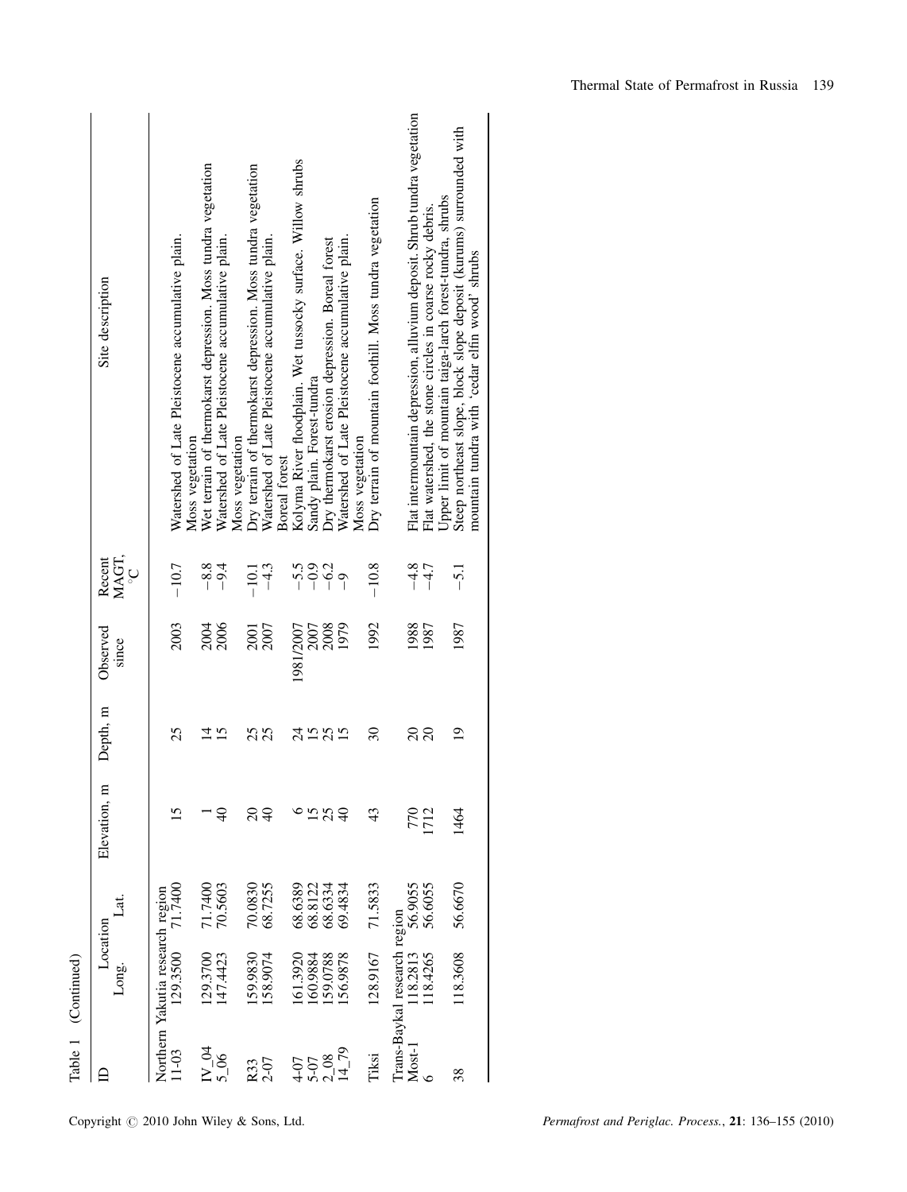Table 1 (Continued)

| ID | Location | | Elevation, m | Depth, m | Observed since | Recent MAGT, °C | Site description |
|---|---|---|---|---|---|---|---|
| | Long. | Lat. | | | | | |
| Northern Yakutia research region | | | | | | | |
| 11-03 | 129.3500 | 71.7400 | 15 | 25 | 2003 | −10.7 | Watershed of Late Pleistocene accumulative plain. Moss vegetation |
| IV_04 | 129.3700 | 71.7400 | 1 | 14 | 2004 | −8.8 | Wet terrain of thermokarst depression. Moss tundra vegetation |
| 5_06 | 147.4423 | 70.5603 | 40 | 15 | 2006 | −9.4 | Watershed of Late Pleistocene accumulative plain. Moss vegetation |
| R33 | 159.9830 | 70.0830 | 20 | 25 | 2001 | −10.1 | Dry terrain of thermokarst depression. Moss tundra vegetation |
| 2-07 | 158.9074 | 68.7255 | 40 | 25 | 2007 | −4.3 | Watershed of Late Pleistocene accumulative plain. Boreal forest |
| 4-07 | 161.3920 | 68.6389 | 6 | 24 | 1981/2007 | −5.5 | Kolyma River floodplain. Wet tussocky surface. Willow shrubs |
| 5-07 | 160.9884 | 68.8122 | 15 | 15 | 2007 | −0.9 | Sandy plain. Forest-tundra |
| 2_08 | 159.0788 | 68.6334 | 25 | 25 | 2008 | −6.2 | Dry thermokarst erosion depression. Boreal forest |
| 14_79 | 156.9878 | 69.4834 | 40 | 15 | 1979 | −9 | Watershed of Late Pleistocene accumulative plain. Moss vegetation |
| Tiksi | 128.9167 | 71.5833 | 43 | 30 | 1992 | −10.8 | Dry terrain of mountain foothill. Moss tundra vegetation |
| Trans-Baykal research region | | | | | | | |
| Most-1 | 118.2813 | 56.9055 | 770 | 20 | 1988 | −4.8 | Flat intermountain depression, alluvium deposit. Shrub tundra vegetation |
| 6 | 118.4265 | 56.6055 | 1712 | 20 | 1987 | −4.7 | Flat watershed, the stone circles in coarse rocky debris. Upper limit of mountain taiga-larch forest-tundra, shrubs |
| 38 | 118.3608 | 56.6670 | 1464 | 19 | 1987 | −5.1 | Steep northeast slope, block slope deposit (kurums) surrounded with mountain tundra with 'cedar elfin wood' shrubs |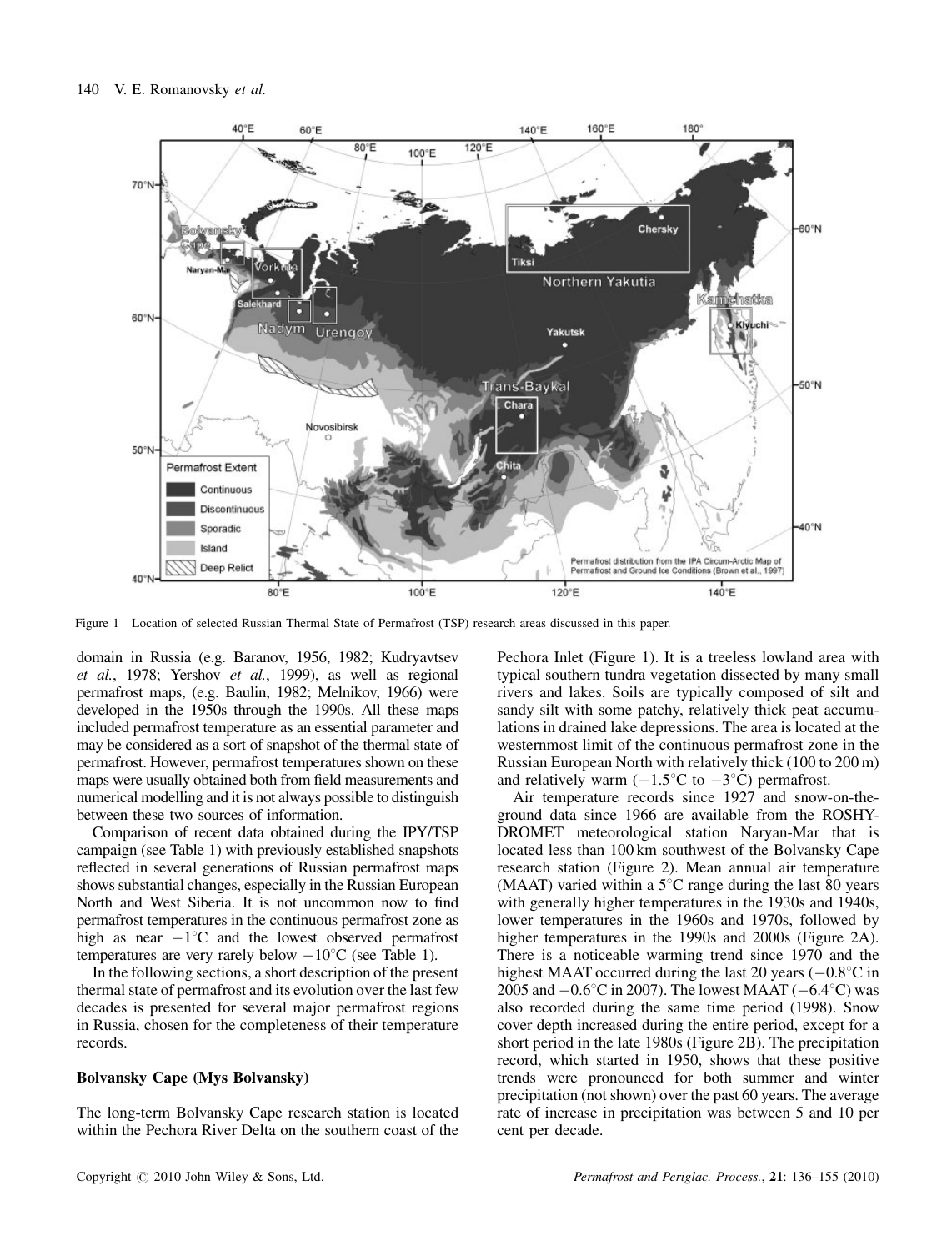Figure 1 Location of selected Russian Thermal State of Permafrost (TSP) research areas discussed in this paper.

domain in Russia (e.g. Baranov, 1956, 1982; Kudryavtsev *et al.*, 1978; Yershov *et al.*, 1999), as well as regional permafrost maps, (e.g. Baulin, 1982; Melnikov, 1966) were developed in the 1950s through the 1990s. All these maps included permafrost temperature as an essential parameter and may be considered as a sort of snapshot of the thermal state of permafrost. However, permafrost temperatures shown on these maps were usually obtained both from field measurements and numerical modelling and it is not always possible to distinguish between these two sources of information.

Comparison of recent data obtained during the IPY/TSP campaign (see Table 1) with previously established snapshots reflected in several generations of Russian permafrost maps shows substantial changes, especially in the Russian European North and West Siberia. It is not uncommon now to find permafrost temperatures in the continuous permafrost zone as high as near $-1^{\circ}$C and the lowest observed permafrost temperatures are very rarely below $-10^{\circ}$C (see Table 1).

In the following sections, a short description of the present thermal state of permafrost and its evolution over the last few decades is presented for several major permafrost regions in Russia, chosen for the completeness of their temperature records.

### Bolvansky Cape (Mys Bolvansky)

The long-term Bolvansky Cape research station is located within the Pechora River Delta on the southern coast of the Pechora Inlet (Figure 1). It is a treeless lowland area with typical southern tundra vegetation dissected by many small rivers and lakes. Soils are typically composed of silt and sandy silt with some patchy, relatively thick peat accumulations in drained lake depressions. The area is located at the westernmost limit of the continuous permafrost zone in the Russian European North with relatively thick (100 to 200 m) and relatively warm ($-1.5^{\circ}$C to $-3^{\circ}$C) permafrost.

Air temperature records since 1927 and snow-on-the-ground data since 1966 are available from the ROSHYDROMET meteorological station Naryan-Mar that is located less than 100 km southwest of the Bolvansky Cape research station (Figure 2). Mean annual air temperature (MAAT) varied within a $5^{\circ}$C range during the last 80 years with generally higher temperatures in the 1930s and 1940s, lower temperatures in the 1960s and 1970s, followed by higher temperatures in the 1990s and 2000s (Figure 2A). There is a noticeable warming trend since 1970 and the highest MAAT occurred during the last 20 years ($-0.8^{\circ}$C in 2005 and $-0.6^{\circ}$C in 2007). The lowest MAAT ($-6.4^{\circ}$C) was also recorded during the same time period (1998). Snow cover depth increased during the entire period, except for a short period in the late 1980s (Figure 2B). The precipitation record, which started in 1950, shows that these positive trends were pronounced for both summer and winter precipitation (not shown) over the past 60 years. The average rate of increase in precipitation was between 5 and 10 per cent per decade.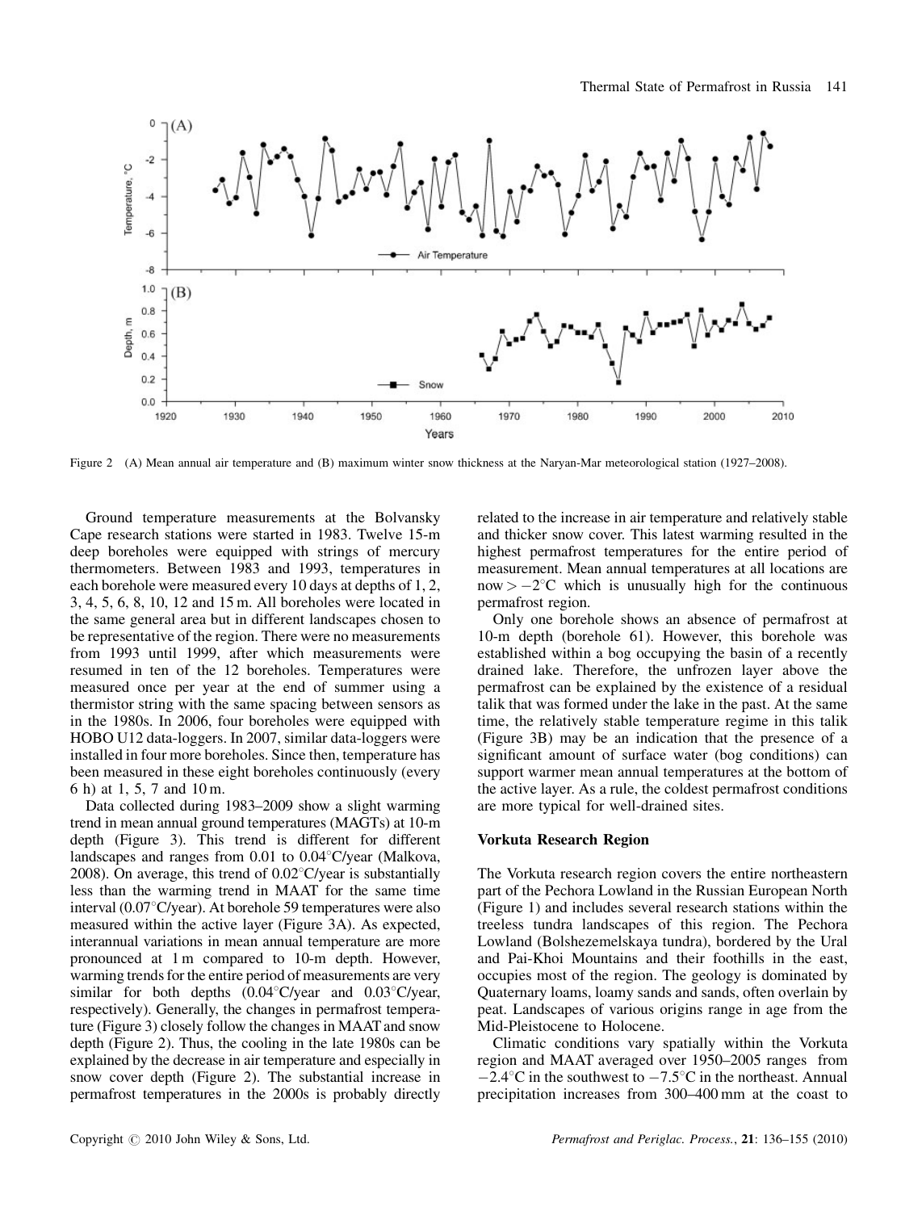Figure 2 (A) Mean annual air temperature and (B) maximum winter snow thickness at the Naryan-Mar meteorological station (1927–2008).

Ground temperature measurements at the Bolvansky Cape research stations were started in 1983. Twelve 15-m deep boreholes were equipped with strings of mercury thermometers. Between 1983 and 1993, temperatures in each borehole were measured every 10 days at depths of 1, 2, 3, 4, 5, 6, 8, 10, 12 and 15 m. All boreholes were located in the same general area but in different landscapes chosen to be representative of the region. There were no measurements from 1993 until 1999, after which measurements were resumed in ten of the 12 boreholes. Temperatures were measured once per year at the end of summer using a thermistor string with the same spacing between sensors as in the 1980s. In 2006, four boreholes were equipped with HOBO U12 data-loggers. In 2007, similar data-loggers were installed in four more boreholes. Since then, temperature has been measured in these eight boreholes continuously (every 6 h) at 1, 5, 7 and 10 m.

Data collected during 1983–2009 show a slight warming trend in mean annual ground temperatures (MAGTs) at 10-m depth (Figure 3). This trend is different for different landscapes and ranges from 0.01 to 0.04°C/year (Malkova, 2008). On average, this trend of 0.02°C/year is substantially less than the warming trend in MAAT for the same time interval (0.07°C/year). At borehole 59 temperatures were also measured within the active layer (Figure 3A). As expected, interannual variations in mean annual temperature are more pronounced at 1 m compared to 10-m depth. However, warming trends for the entire period of measurements are very similar for both depths (0.04°C/year and 0.03°C/year, respectively). Generally, the changes in permafrost temperature (Figure 3) closely follow the changes in MAAT and snow depth (Figure 2). Thus, the cooling in the late 1980s can be explained by the decrease in air temperature and especially in snow cover depth (Figure 2). The substantial increase in permafrost temperatures in the 2000s is probably directly related to the increase in air temperature and relatively stable and thicker snow cover. This latest warming resulted in the highest permafrost temperatures for the entire period of measurement. Mean annual temperatures at all locations are now $> -2$°C which is unusually high for the continuous permafrost region.

Only one borehole shows an absence of permafrost at 10-m depth (borehole 61). However, this borehole was established within a bog occupying the basin of a recently drained lake. Therefore, the unfrozen layer above the permafrost can be explained by the existence of a residual talik that was formed under the lake in the past. At the same time, the relatively stable temperature regime in this talik (Figure 3B) may be an indication that the presence of a significant amount of surface water (bog conditions) can support warmer mean annual temperatures at the bottom of the active layer. As a rule, the coldest permafrost conditions are more typical for well-drained sites.

## Vorkuta Research Region

The Vorkuta research region covers the entire northeastern part of the Pechora Lowland in the Russian European North (Figure 1) and includes several research stations within the treeless tundra landscapes of this region. The Pechora Lowland (Bolshezemelskaya tundra), bordered by the Ural and Pai-Khoi Mountains and their foothills in the east, occupies most of the region. The geology is dominated by Quaternary loams, loamy sands and sands, often overlain by peat. Landscapes of various origins range in age from the Mid-Pleistocene to Holocene.

Climatic conditions vary spatially within the Vorkuta region and MAAT averaged over 1950–2005 ranges from $-2.4$°C in the southwest to $-7.5$°C in the northeast. Annual precipitation increases from 300–400 mm at the coast to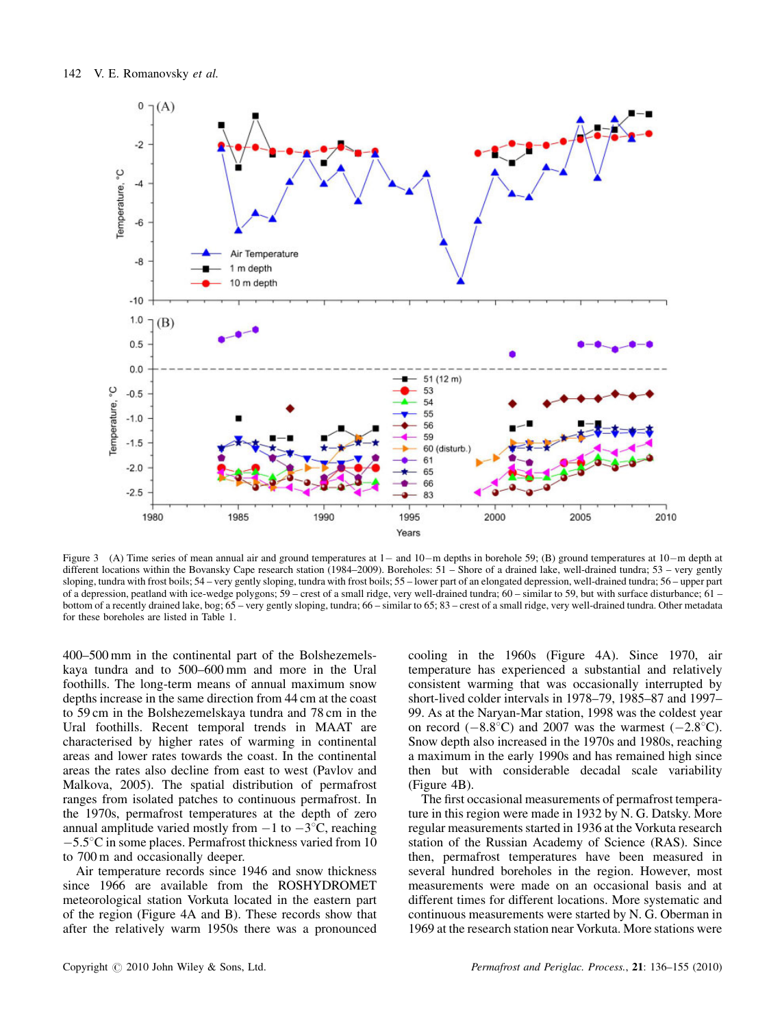Figure 3 (A) Time series of mean annual air and ground temperatures at 1– and 10–m depths in borehole 59; (B) ground temperatures at 10–m depth at different locations within the Bovansky Cape research station (1984–2009). Boreholes: 51 – Shore of a drained lake, well-drained tundra; 53 – very gently sloping, tundra with frost boils; 54 – very gently sloping, tundra with frost boils; 55 – lower part of an elongated depression, well-drained tundra; 56 – upper part of a depression, peatland with ice-wedge polygons; 59 – crest of a small ridge, very well-drained tundra; 60 – similar to 59, but with surface disturbance; 61 – bottom of a recently drained lake, bog; 65 – very gently sloping, tundra; 66 – similar to 65; 83 – crest of a small ridge, very well-drained tundra. Other metadata for these boreholes are listed in Table 1.

400–500 mm in the continental part of the Bolshezemelskaya tundra and to 500–600 mm and more in the Ural foothills. The long-term means of annual maximum snow depths increase in the same direction from 44 cm at the coast to 59 cm in the Bolshezemelskaya tundra and 78 cm in the Ural foothills. Recent temporal trends in MAAT are characterised by higher rates of warming in continental areas and lower rates towards the coast. In the continental areas the rates also decline from east to west (Pavlov and Malkova, 2005). The spatial distribution of permafrost ranges from isolated patches to continuous permafrost. In the 1970s, permafrost temperatures at the depth of zero annual amplitude varied mostly from −1 to −3°C, reaching −5.5°C in some places. Permafrost thickness varied from 10 to 700 m and occasionally deeper.

Air temperature records since 1946 and snow thickness since 1966 are available from the ROSHYDROMET meteorological station Vorkuta located in the eastern part of the region (Figure 4A and B). These records show that after the relatively warm 1950s there was a pronounced cooling in the 1960s (Figure 4A). Since 1970, air temperature has experienced a substantial and relatively consistent warming that was occasionally interrupted by short-lived colder intervals in 1978–79, 1985–87 and 1997–99. As at the Naryan-Mar station, 1998 was the coldest year on record (−8.8°C) and 2007 was the warmest (−2.8°C). Snow depth also increased in the 1970s and 1980s, reaching a maximum in the early 1990s and has remained high since then but with considerable decadal scale variability (Figure 4B).

The first occasional measurements of permafrost temperature in this region were made in 1932 by N. G. Datsky. More regular measurements started in 1936 at the Vorkuta research station of the Russian Academy of Science (RAS). Since then, permafrost temperatures have been measured in several hundred boreholes in the region. However, most measurements were made on an occasional basis and at different times for different locations. More systematic and continuous measurements were started by N. G. Oberman in 1969 at the research station near Vorkuta. More stations were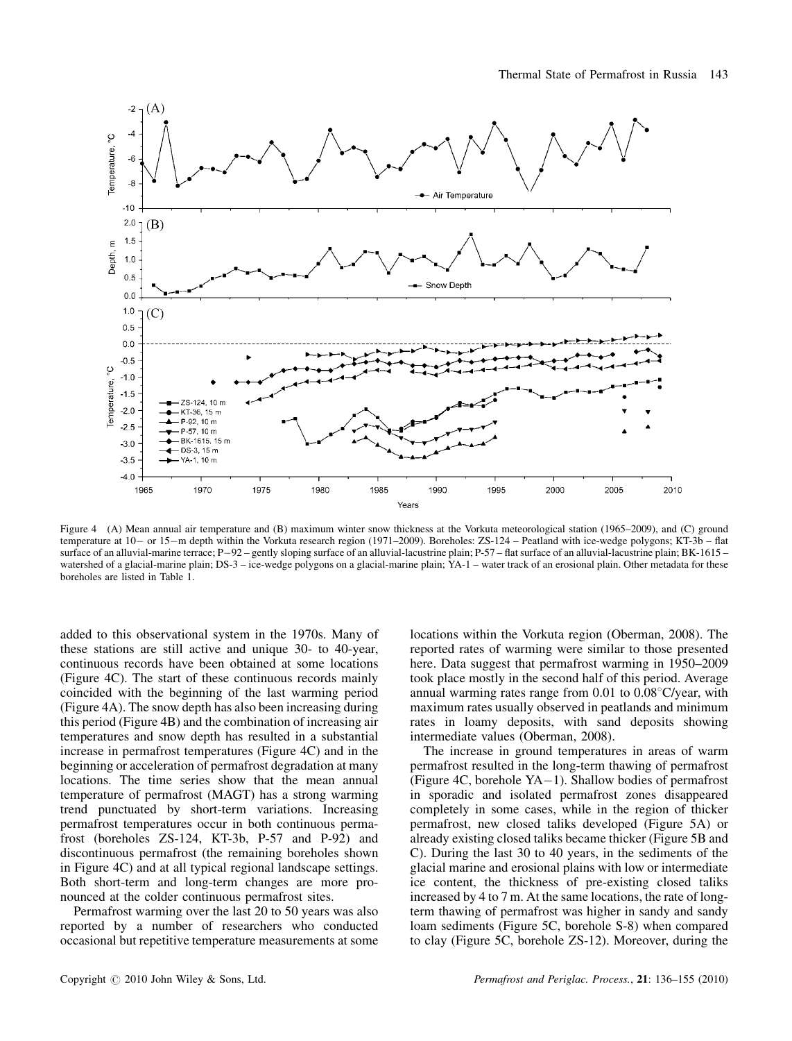Figure 4 (A) Mean annual air temperature and (B) maximum winter snow thickness at the Vorkuta meteorological station (1965–2009), and (C) ground temperature at 10– or 15–m depth within the Vorkuta research region (1971–2009). Boreholes: ZS-124 – Peatland with ice-wedge polygons; KT-3b – flat surface of an alluvial-marine terrace; P–92 – gently sloping surface of an alluvial-lacustrine plain; P-57 – flat surface of an alluvial-lacustrine plain; BK-1615 – watershed of a glacial-marine plain; DS-3 – ice-wedge polygons on a glacial-marine plain; YA-1 – water track of an erosional plain. Other metadata for these boreholes are listed in Table 1.

added to this observational system in the 1970s. Many of these stations are still active and unique 30- to 40-year, continuous records have been obtained at some locations (Figure 4C). The start of these continuous records mainly coincided with the beginning of the last warming period (Figure 4A). The snow depth has also been increasing during this period (Figure 4B) and the combination of increasing air temperatures and snow depth has resulted in a substantial increase in permafrost temperatures (Figure 4C) and in the beginning or acceleration of permafrost degradation at many locations. The time series show that the mean annual temperature of permafrost (MAGT) has a strong warming trend punctuated by short-term variations. Increasing permafrost temperatures occur in both continuous permafrost (boreholes ZS-124, KT-3b, P-57 and P-92) and discontinuous permafrost (the remaining boreholes shown in Figure 4C) and at all typical regional landscape settings. Both short-term and long-term changes are more pronounced at the colder continuous permafrost sites.

Permafrost warming over the last 20 to 50 years was also reported by a number of researchers who conducted occasional but repetitive temperature measurements at some locations within the Vorkuta region (Oberman, 2008). The reported rates of warming were similar to those presented here. Data suggest that permafrost warming in 1950–2009 took place mostly in the second half of this period. Average annual warming rates range from 0.01 to 0.08°C/year, with maximum rates usually observed in peatlands and minimum rates in loamy deposits, with sand deposits showing intermediate values (Oberman, 2008).

The increase in ground temperatures in areas of warm permafrost resulted in the long-term thawing of permafrost (Figure 4C, borehole YA–1). Shallow bodies of permafrost in sporadic and isolated permafrost zones disappeared completely in some cases, while in the region of thicker permafrost, new closed taliks developed (Figure 5A) or already existing closed taliks became thicker (Figure 5B and C). During the last 30 to 40 years, in the sediments of the glacial marine and erosional plains with low or intermediate ice content, the thickness of pre-existing closed taliks increased by 4 to 7 m. At the same locations, the rate of long-term thawing of permafrost was higher in sandy and sandy loam sediments (Figure 5C, borehole S-8) when compared to clay (Figure 5C, borehole ZS-12). Moreover, during the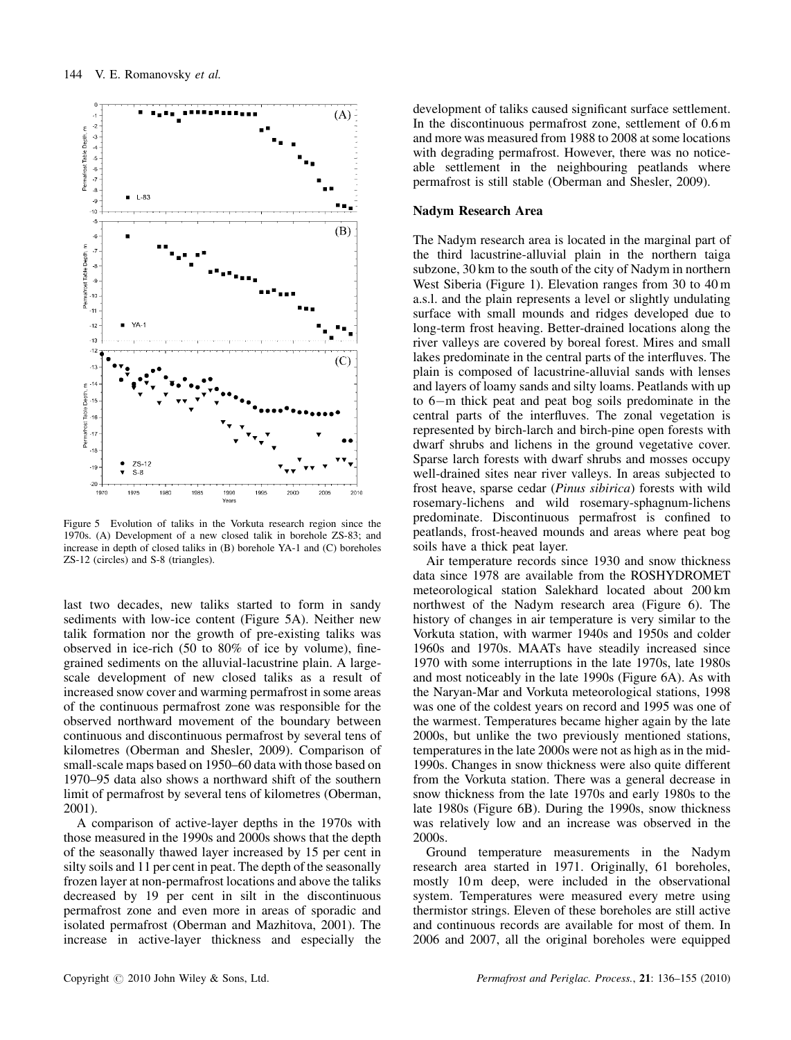Figure 5 Evolution of taliks in the Vorkuta research region since the 1970s. (A) Development of a new closed talik in borehole ZS-83; and increase in depth of closed taliks in (B) borehole YA-1 and (C) boreholes ZS-12 (circles) and S-8 (triangles).

last two decades, new taliks started to form in sandy sediments with low-ice content (Figure 5A). Neither new talik formation nor the growth of pre-existing taliks was observed in ice-rich (50 to 80% of ice by volume), fine-grained sediments on the alluvial-lacustrine plain. A large-scale development of new closed taliks as a result of increased snow cover and warming permafrost in some areas of the continuous permafrost zone was responsible for the observed northward movement of the boundary between continuous and discontinuous permafrost by several tens of kilometres (Oberman and Shesler, 2009). Comparison of small-scale maps based on 1950–60 data with those based on 1970–95 data also shows a northward shift of the southern limit of permafrost by several tens of kilometres (Oberman, 2001).

A comparison of active-layer depths in the 1970s with those measured in the 1990s and 2000s shows that the depth of the seasonally thawed layer increased by 15 per cent in silty soils and 11 per cent in peat. The depth of the seasonally frozen layer at non-permafrost locations and above the taliks decreased by 19 per cent in silt in the discontinuous permafrost zone and even more in areas of sporadic and isolated permafrost (Oberman and Mazhitova, 2001). The increase in active-layer thickness and especially the development of taliks caused significant surface settlement. In the discontinuous permafrost zone, settlement of 0.6 m and more was measured from 1988 to 2008 at some locations with degrading permafrost. However, there was no noticeable settlement in the neighbouring peatlands where permafrost is still stable (Oberman and Shesler, 2009).

## Nadym Research Area

The Nadym research area is located in the marginal part of the third lacustrine-alluvial plain in the northern taiga subzone, 30 km to the south of the city of Nadym in northern West Siberia (Figure 1). Elevation ranges from 30 to 40 m a.s.l. and the plain represents a level or slightly undulating surface with small mounds and ridges developed due to long-term frost heaving. Better-drained locations along the river valleys are covered by boreal forest. Mires and small lakes predominate in the central parts of the interfluves. The plain is composed of lacustrine-alluvial sands with lenses and layers of loamy sands and silty loams. Peatlands with up to 6−m thick peat and peat bog soils predominate in the central parts of the interfluves. The zonal vegetation is represented by birch-larch and birch-pine open forests with dwarf shrubs and lichens in the ground vegetative cover. Sparse larch forests with dwarf shrubs and mosses occupy well-drained sites near river valleys. In areas subjected to frost heave, sparse cedar (*Pinus sibirica*) forests with wild rosemary-lichens and wild rosemary-sphagnum-lichens predominate. Discontinuous permafrost is confined to peatlands, frost-heaved mounds and areas where peat bog soils have a thick peat layer.

Air temperature records since 1930 and snow thickness data since 1978 are available from the ROSHYDROMET meteorological station Salekhard located about 200 km northwest of the Nadym research area (Figure 6). The history of changes in air temperature is very similar to the Vorkuta station, with warmer 1940s and 1950s and colder 1960s and 1970s. MAATs have steadily increased since 1970 with some interruptions in the late 1970s, late 1980s and most noticeably in the late 1990s (Figure 6A). As with the Naryan-Mar and Vorkuta meteorological stations, 1998 was one of the coldest years on record and 1995 was one of the warmest. Temperatures became higher again by the late 2000s, but unlike the two previously mentioned stations, temperatures in the late 2000s were not as high as in the mid-1990s. Changes in snow thickness were also quite different from the Vorkuta station. There was a general decrease in snow thickness from the late 1970s and early 1980s to the late 1980s (Figure 6B). During the 1990s, snow thickness was relatively low and an increase was observed in the 2000s.

Ground temperature measurements in the Nadym research area started in 1971. Originally, 61 boreholes, mostly 10 m deep, were included in the observational system. Temperatures were measured every metre using thermistor strings. Eleven of these boreholes are still active and continuous records are available for most of them. In 2006 and 2007, all the original boreholes were equipped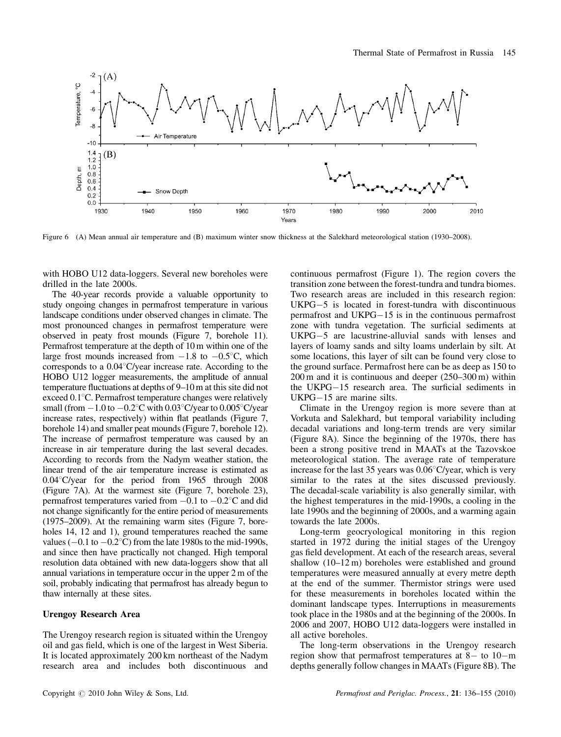Figure 6 (A) Mean annual air temperature and (B) maximum winter snow thickness at the Salekhard meteorological station (1930–2008).

with HOBO U12 data-loggers. Several new boreholes were drilled in the late 2000s.

The 40-year records provide a valuable opportunity to study ongoing changes in permafrost temperature in various landscape conditions under observed changes in climate. The most pronounced changes in permafrost temperature were observed in peaty frost mounds (Figure 7, borehole 11). Permafrost temperature at the depth of 10 m within one of the large frost mounds increased from −1.8 to −0.5°C, which corresponds to a 0.04°C/year increase rate. According to the HOBO U12 logger measurements, the amplitude of annual temperature fluctuations at depths of 9–10 m at this site did not exceed 0.1°C. Permafrost temperature changes were relatively small (from −1.0 to −0.2°C with 0.03°C/year to 0.005°C/year increase rates, respectively) within flat peatlands (Figure 7, borehole 14) and smaller peat mounds (Figure 7, borehole 12). The increase of permafrost temperature was caused by an increase in air temperature during the last several decades. According to records from the Nadym weather station, the linear trend of the air temperature increase is estimated as 0.04°C/year for the period from 1965 through 2008 (Figure 7A). At the warmest site (Figure 7, borehole 23), permafrost temperatures varied from −0.1 to −0.2°C and did not change significantly for the entire period of measurements (1975–2009). At the remaining warm sites (Figure 7, boreholes 14, 12 and 1), ground temperatures reached the same values (−0.1 to −0.2°C) from the late 1980s to the mid-1990s, and since then have practically not changed. High temporal resolution data obtained with new data-loggers show that all annual variations in temperature occur in the upper 2 m of the soil, probably indicating that permafrost has already begun to thaw internally at these sites.

### Urengoy Research Area

The Urengoy research region is situated within the Urengoy oil and gas field, which is one of the largest in West Siberia. It is located approximately 200 km northeast of the Nadym research area and includes both discontinuous and continuous permafrost (Figure 1). The region covers the transition zone between the forest-tundra and tundra biomes. Two research areas are included in this research region: UKPG−5 is located in forest-tundra with discontinuous permafrost and UKPG−15 is in the continuous permafrost zone with tundra vegetation. The surficial sediments at UKPG−5 are lacustrine-alluvial sands with lenses and layers of loamy sands and silty loams underlain by silt. At some locations, this layer of silt can be found very close to the ground surface. Permafrost here can be as deep as 150 to 200 m and it is continuous and deeper (250–300 m) within the UKPG−15 research area. The surficial sediments in UKPG−15 are marine silts.

Climate in the Urengoy region is more severe than at Vorkuta and Salekhard, but temporal variability including decadal variations and long-term trends are very similar (Figure 8A). Since the beginning of the 1970s, there has been a strong positive trend in MAATs at the Tazovskoe meteorological station. The average rate of temperature increase for the last 35 years was 0.06°C/year, which is very similar to the rates at the sites discussed previously. The decadal-scale variability is also generally similar, with the highest temperatures in the mid-1990s, a cooling in the late 1990s and the beginning of 2000s, and a warming again towards the late 2000s.

Long-term geocryological monitoring in this region started in 1972 during the initial stages of the Urengoy gas field development. At each of the research areas, several shallow (10–12 m) boreholes were established and ground temperatures were measured annually at every metre depth at the end of the summer. Thermistor strings were used for these measurements in boreholes located within the dominant landscape types. Interruptions in measurements took place in the 1980s and at the beginning of the 2000s. In 2006 and 2007, HOBO U12 data-loggers were installed in all active boreholes.

The long-term observations in the Urengoy research region show that permafrost temperatures at 8− to 10−m depths generally follow changes in MAATs (Figure 8B). The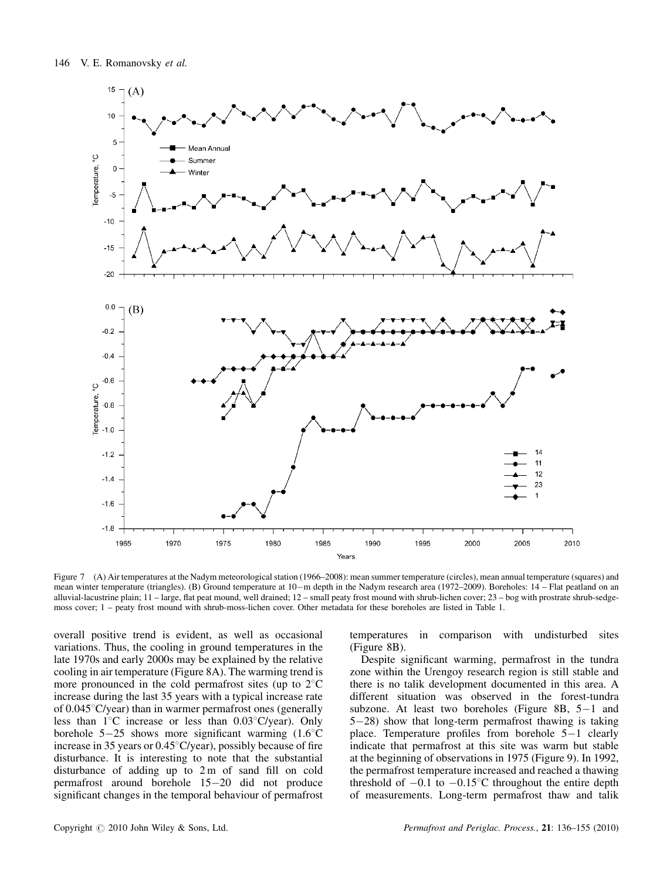Figure 7 (A) Air temperatures at the Nadym meteorological station (1966–2008): mean summer temperature (circles), mean annual temperature (squares) and mean winter temperature (triangles). (B) Ground temperature at 10–m depth in the Nadym research area (1972–2009). Boreholes: 14 – Flat peatland on an alluvial-lacustrine plain; 11 – large, flat peat mound, well drained; 12 – small peaty frost mound with shrub-lichen cover; 23 – bog with prostrate shrub-sedge-moss cover; 1 – peaty frost mound with shrub-moss-lichen cover. Other metadata for these boreholes are listed in Table 1.

overall positive trend is evident, as well as occasional variations. Thus, the cooling in ground temperatures in the late 1970s and early 2000s may be explained by the relative cooling in air temperature (Figure 8A). The warming trend is more pronounced in the cold permafrost sites (up to 2°C increase during the last 35 years with a typical increase rate of 0.045°C/year) than in warmer permafrost ones (generally less than 1°C increase or less than 0.03°C/year). Only borehole 5–25 shows more significant warming (1.6°C increase in 35 years or 0.45°C/year), possibly because of fire disturbance. It is interesting to note that the substantial disturbance of adding up to 2 m of sand fill on cold permafrost around borehole 15–20 did not produce significant changes in the temporal behaviour of permafrost temperatures in comparison with undisturbed sites (Figure 8B).

Despite significant warming, permafrost in the tundra zone within the Urengoy research region is still stable and there is no talik development documented in this area. A different situation was observed in the forest-tundra subzone. At least two boreholes (Figure 8B, 5–1 and 5–28) show that long-term permafrost thawing is taking place. Temperature profiles from borehole 5–1 clearly indicate that permafrost at this site was warm but stable at the beginning of observations in 1975 (Figure 9). In 1992, the permafrost temperature increased and reached a thawing threshold of −0.1 to −0.15°C throughout the entire depth of measurements. Long-term permafrost thaw and talik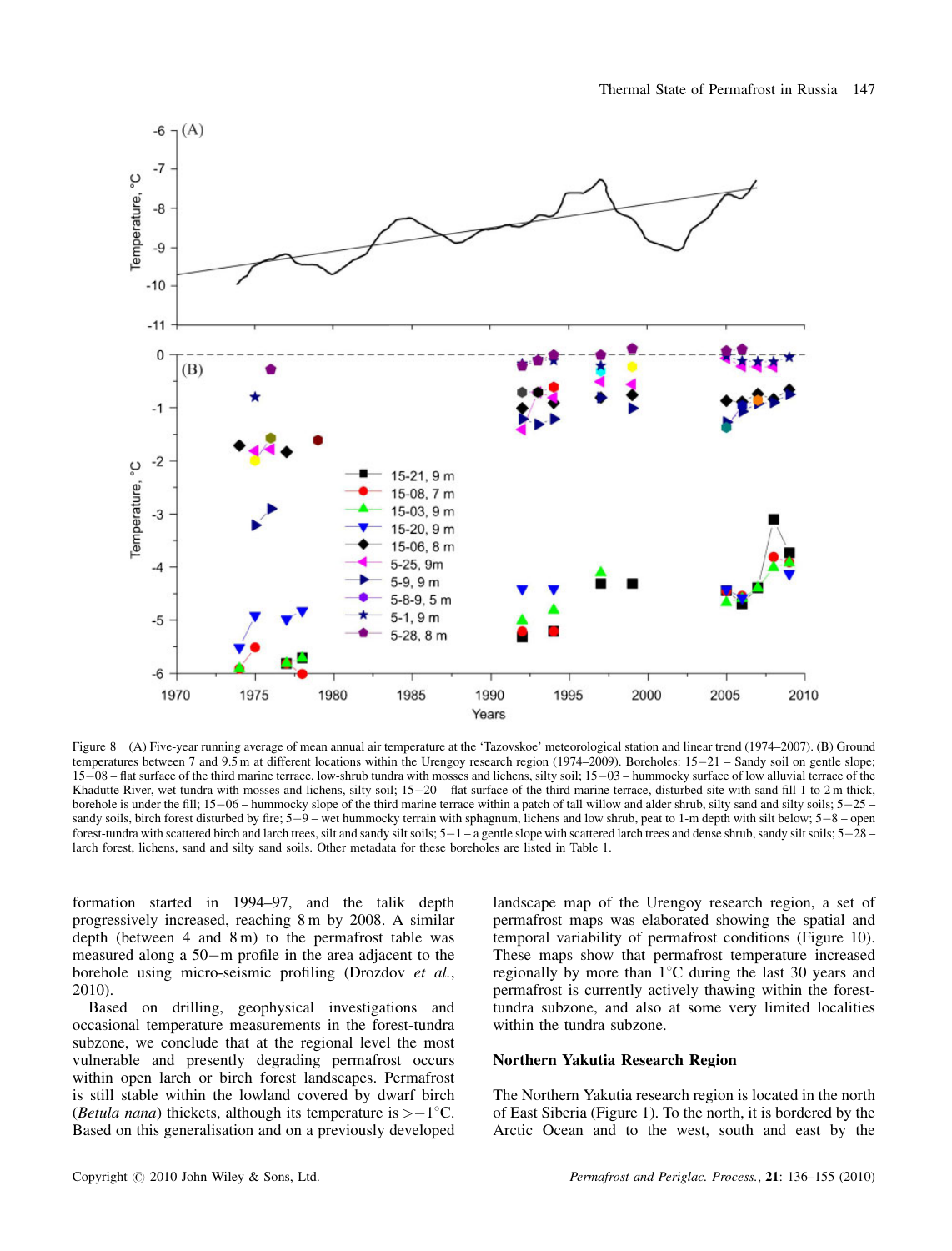Figure 8 (A) Five-year running average of mean annual air temperature at the 'Tazovskoe' meteorological station and linear trend (1974–2007). (B) Ground temperatures between 7 and 9.5 m at different locations within the Urengoy research region (1974–2009). Boreholes: 15–21 – Sandy soil on gentle slope; 15–08 – flat surface of the third marine terrace, low-shrub tundra with mosses and lichens, silty soil; 15–03 – hummocky surface of low alluvial terrace of the Khadutte River, wet tundra with mosses and lichens, silty soil; 15–20 – flat surface of the third marine terrace, disturbed site with sand fill 1 to 2 m thick, borehole is under the fill; 15–06 – hummocky slope of the third marine terrace within a patch of tall willow and alder shrub, silty sand and silty soils; 5–25 – sandy soils, birch forest disturbed by fire; 5–9 – wet hummocky terrain with sphagnum, lichens and low shrub, peat to 1-m depth with silt below; 5–8 – open forest-tundra with scattered birch and larch trees, silt and sandy silt soils; 5–1 – a gentle slope with scattered larch trees and dense shrub, sandy silt soils; 5–28 – larch forest, lichens, sand and silty sand soils. Other metadata for these boreholes are listed in Table 1.

formation started in 1994–97, and the talik depth progressively increased, reaching 8 m by 2008. A similar depth (between 4 and 8 m) to the permafrost table was measured along a 50–m profile in the area adjacent to the borehole using micro-seismic profiling (Drozdov *et al.*, 2010).

Based on drilling, geophysical investigations and occasional temperature measurements in the forest-tundra subzone, we conclude that at the regional level the most vulnerable and presently degrading permafrost occurs within open larch or birch forest landscapes. Permafrost is still stable within the lowland covered by dwarf birch (*Betula nana*) thickets, although its temperature is $>-1$°C. Based on this generalisation and on a previously developed landscape map of the Urengoy research region, a set of permafrost maps was elaborated showing the spatial and temporal variability of permafrost conditions (Figure 10). These maps show that permafrost temperature increased regionally by more than 1°C during the last 30 years and permafrost is currently actively thawing within the forest-tundra subzone, and also at some very limited localities within the tundra subzone.

## Northern Yakutia Research Region

The Northern Yakutia research region is located in the north of East Siberia (Figure 1). To the north, it is bordered by the Arctic Ocean and to the west, south and east by the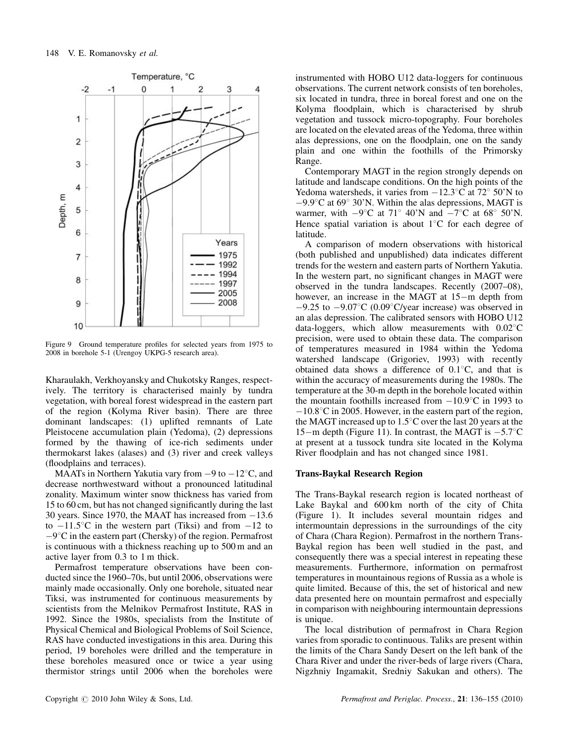Figure 9 Ground temperature profiles for selected years from 1975 to 2008 in borehole 5-1 (Urengoy UKPG-5 research area).

Kharaulakh, Verkhoyansky and Chukotsky Ranges, respectively. The territory is characterised mainly by tundra vegetation, with boreal forest widespread in the eastern part of the region (Kolyma River basin). There are three dominant landscapes: (1) uplifted remnants of Late Pleistocene accumulation plain (Yedoma), (2) depressions formed by the thawing of ice-rich sediments under thermokarst lakes (alases) and (3) river and creek valleys (floodplains and terraces).

MAATs in Northern Yakutia vary from −9 to −12°C, and decrease northwestward without a pronounced latitudinal zonality. Maximum winter snow thickness has varied from 15 to 60 cm, but has not changed significantly during the last 30 years. Since 1970, the MAAT has increased from −13.6 to −11.5°C in the western part (Tiksi) and from −12 to −9°C in the eastern part (Chersky) of the region. Permafrost is continuous with a thickness reaching up to 500 m and an active layer from 0.3 to 1 m thick.

Permafrost temperature observations have been conducted since the 1960–70s, but until 2006, observations were mainly made occasionally. Only one borehole, situated near Tiksi, was instrumented for continuous measurements by scientists from the Melnikov Permafrost Institute, RAS in 1992. Since the 1980s, specialists from the Institute of Physical Chemical and Biological Problems of Soil Science, RAS have conducted investigations in this area. During this period, 19 boreholes were drilled and the temperature in these boreholes measured once or twice a year using thermistor strings until 2006 when the boreholes were instrumented with HOBO U12 data-loggers for continuous observations. The current network consists of ten boreholes, six located in tundra, three in boreal forest and one on the Kolyma floodplain, which is characterised by shrub vegetation and tussock micro-topography. Four boreholes are located on the elevated areas of the Yedoma, three within alas depressions, one on the floodplain, one on the sandy plain and one within the foothills of the Primorsky Range.

Contemporary MAGT in the region strongly depends on latitude and landscape conditions. On the high points of the Yedoma watersheds, it varies from −12.3°C at 72° 50'N to −9.9°C at 69° 30'N. Within the alas depressions, MAGT is warmer, with −9°C at 71° 40'N and −7°C at 68° 50'N. Hence spatial variation is about 1°C for each degree of latitude.

A comparison of modern observations with historical (both published and unpublished) data indicates different trends for the western and eastern parts of Northern Yakutia. In the western part, no significant changes in MAGT were observed in the tundra landscapes. Recently (2007–08), however, an increase in the MAGT at 15−m depth from −9.25 to −9.07°C (0.09°C/year increase) was observed in an alas depression. The calibrated sensors with HOBO U12 data-loggers, which allow measurements with 0.02°C precision, were used to obtain these data. The comparison of temperatures measured in 1984 within the Yedoma watershed landscape (Grigoriev, 1993) with recently obtained data shows a difference of 0.1°C, and that is within the accuracy of measurements during the 1980s. The temperature at the 30-m depth in the borehole located within the mountain foothills increased from −10.9°C in 1993 to −10.8°C in 2005. However, in the eastern part of the region, the MAGT increased up to 1.5°C over the last 20 years at the 15−m depth (Figure 11). In contrast, the MAGT is −5.7°C at present at a tussock tundra site located in the Kolyma River floodplain and has not changed since 1981.

### Trans-Baykal Research Region

The Trans-Baykal research region is located northeast of Lake Baykal and 600 km north of the city of Chita (Figure 1). It includes several mountain ridges and intermountain depressions in the surroundings of the city of Chara (Chara Region). Permafrost in the northern Trans-Baykal region has been well studied in the past, and consequently there was a special interest in repeating these measurements. Furthermore, information on permafrost temperatures in mountainous regions of Russia as a whole is quite limited. Because of this, the set of historical and new data presented here on mountain permafrost and especially in comparison with neighbouring intermountain depressions is unique.

The local distribution of permafrost in Chara Region varies from sporadic to continuous. Taliks are present within the limits of the Chara Sandy Desert on the left bank of the Chara River and under the river-beds of large rivers (Chara, Nigzhniy Ingamakit, Sredniy Sakukan and others). The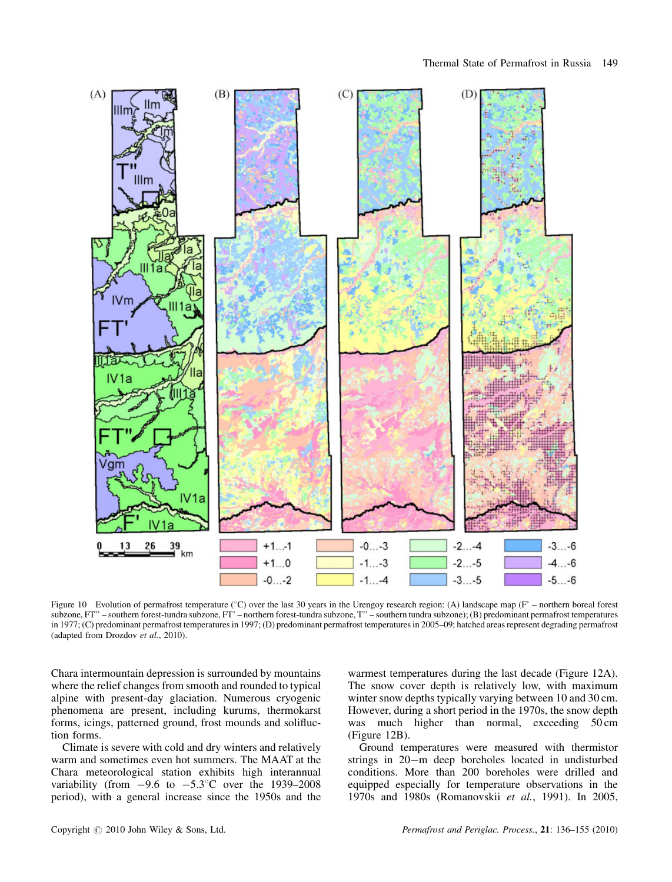Figure 10 Evolution of permafrost temperature (°C) over the last 30 years in the Urengoy research region: (A) landscape map (F' – northern boreal forest subzone, FT'' – southern forest-tundra subzone, FT' – northern forest-tundra subzone, T'' – southern tundra subzone); (B) predominant permafrost temperatures in 1977; (C) predominant permafrost temperatures in 1997; (D) predominant permafrost temperatures in 2005–09; hatched areas represent degrading permafrost (adapted from Drozdov *et al.*, 2010).

Chara intermountain depression is surrounded by mountains where the relief changes from smooth and rounded to typical alpine with present-day glaciation. Numerous cryogenic phenomena are present, including kurums, thermokarst forms, icings, patterned ground, frost mounds and solifluction forms.

Climate is severe with cold and dry winters and relatively warm and sometimes even hot summers. The MAAT at the Chara meteorological station exhibits high interannual variability (from −9.6 to −5.3°C over the 1939–2008 period), with a general increase since the 1950s and the warmest temperatures during the last decade (Figure 12A). The snow cover depth is relatively low, with maximum winter snow depths typically varying between 10 and 30 cm. However, during a short period in the 1970s, the snow depth was much higher than normal, exceeding 50 cm (Figure 12B).

Ground temperatures were measured with thermistor strings in 20−m deep boreholes located in undisturbed conditions. More than 200 boreholes were drilled and equipped especially for temperature observations in the 1970s and 1980s (Romanovskii *et al.*, 1991). In 2005,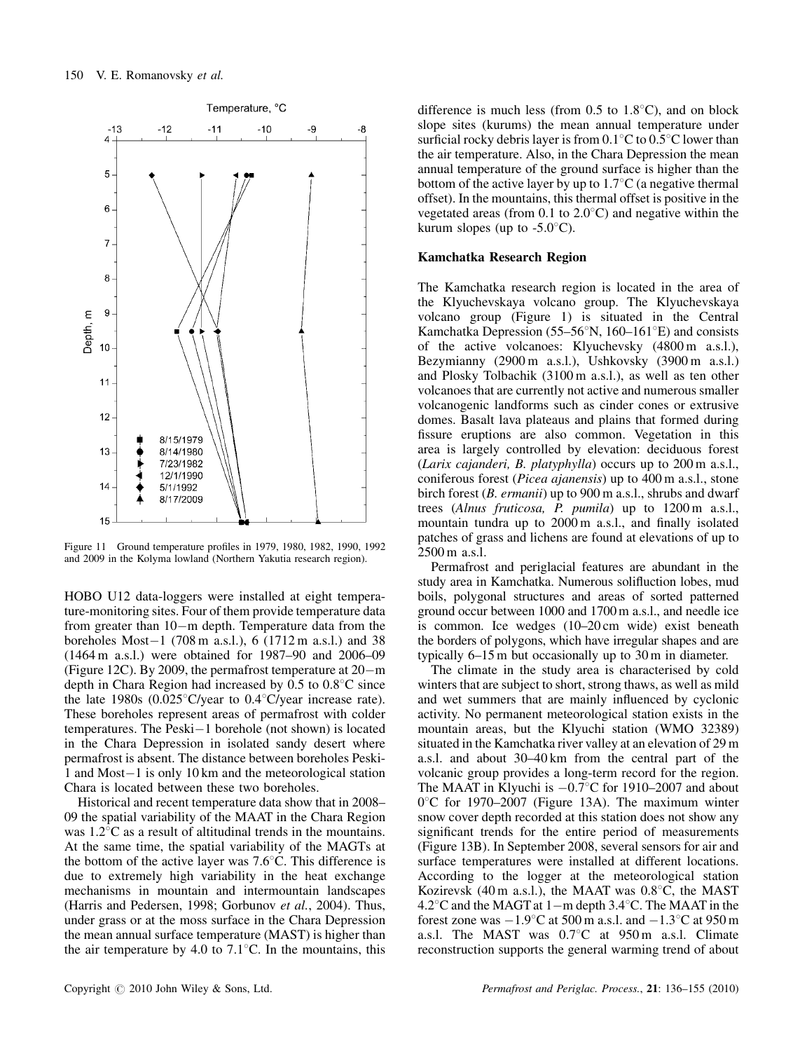Figure 11 Ground temperature profiles in 1979, 1980, 1982, 1990, 1992 and 2009 in the Kolyma lowland (Northern Yakutia research region).

HOBO U12 data-loggers were installed at eight temperature-monitoring sites. Four of them provide temperature data from greater than 10−m depth. Temperature data from the boreholes Most−1 (708 m a.s.l.), 6 (1712 m a.s.l.) and 38 (1464 m a.s.l.) were obtained for 1987–90 and 2006–09 (Figure 12C). By 2009, the permafrost temperature at 20−m depth in Chara Region had increased by 0.5 to 0.8°C since the late 1980s (0.025°C/year to 0.4°C/year increase rate). These boreholes represent areas of permafrost with colder temperatures. The Peski−1 borehole (not shown) is located in the Chara Depression in isolated sandy desert where permafrost is absent. The distance between boreholes Peski-1 and Most−1 is only 10 km and the meteorological station Chara is located between these two boreholes.

Historical and recent temperature data show that in 2008–09 the spatial variability of the MAAT in the Chara Region was 1.2°C as a result of altitudinal trends in the mountains. At the same time, the spatial variability of the MAGTs at the bottom of the active layer was 7.6°C. This difference is due to extremely high variability in the heat exchange mechanisms in mountain and intermountain landscapes (Harris and Pedersen, 1998; Gorbunov *et al.*, 2004). Thus, under grass or at the moss surface in the Chara Depression the mean annual surface temperature (MAST) is higher than the air temperature by 4.0 to 7.1°C. In the mountains, this difference is much less (from 0.5 to 1.8°C), and on block slope sites (kurums) the mean annual temperature under surficial rocky debris layer is from 0.1°C to 0.5°C lower than the air temperature. Also, in the Chara Depression the mean annual temperature of the ground surface is higher than the bottom of the active layer by up to 1.7°C (a negative thermal offset). In the mountains, this thermal offset is positive in the vegetated areas (from 0.1 to 2.0°C) and negative within the kurum slopes (up to -5.0°C).

## Kamchatka Research Region

The Kamchatka research region is located in the area of the Klyuchevskaya volcano group. The Klyuchevskaya volcano group (Figure 1) is situated in the Central Kamchatka Depression (55–56°N, 160–161°E) and consists of the active volcanoes: Klyuchevsky (4800 m a.s.l.), Bezymianny (2900 m a.s.l.), Ushkovsky (3900 m a.s.l.) and Plosky Tolbachik (3100 m a.s.l.), as well as ten other volcanoes that are currently not active and numerous smaller volcanogenic landforms such as cinder cones or extrusive domes. Basalt lava plateaus and plains that formed during fissure eruptions are also common. Vegetation in this area is largely controlled by elevation: deciduous forest (*Larix cajanderi, B. platyphylla*) occurs up to 200 m a.s.l., coniferous forest (*Picea ajanensis*) up to 400 m a.s.l., stone birch forest (*B. ermanii*) up to 900 m a.s.l., shrubs and dwarf trees (*Alnus fruticosa, P. pumila*) up to 1200 m a.s.l., mountain tundra up to 2000 m a.s.l., and finally isolated patches of grass and lichens are found at elevations of up to 2500 m a.s.l.

Permafrost and periglacial features are abundant in the study area in Kamchatka. Numerous solifluction lobes, mud boils, polygonal structures and areas of sorted patterned ground occur between 1000 and 1700 m a.s.l., and needle ice is common. Ice wedges (10–20 cm wide) exist beneath the borders of polygons, which have irregular shapes and are typically 6–15 m but occasionally up to 30 m in diameter.

The climate in the study area is characterised by cold winters that are subject to short, strong thaws, as well as mild and wet summers that are mainly influenced by cyclonic activity. No permanent meteorological station exists in the mountain areas, but the Klyuchi station (WMO 32389) situated in the Kamchatka river valley at an elevation of 29 m a.s.l. and about 30–40 km from the central part of the volcanic group provides a long-term record for the region. The MAAT in Klyuchi is −0.7°C for 1910–2007 and about 0°C for 1970–2007 (Figure 13A). The maximum winter snow cover depth recorded at this station does not show any significant trends for the entire period of measurements (Figure 13B). In September 2008, several sensors for air and surface temperatures were installed at different locations. According to the logger at the meteorological station Kozirevsk (40 m a.s.l.), the MAAT was 0.8°C, the MAST 4.2°C and the MAGT at 1−m depth 3.4°C. The MAAT in the forest zone was −1.9°C at 500 m a.s.l. and −1.3°C at 950 m a.s.l. The MAST was 0.7°C at 950 m a.s.l. Climate reconstruction supports the general warming trend of about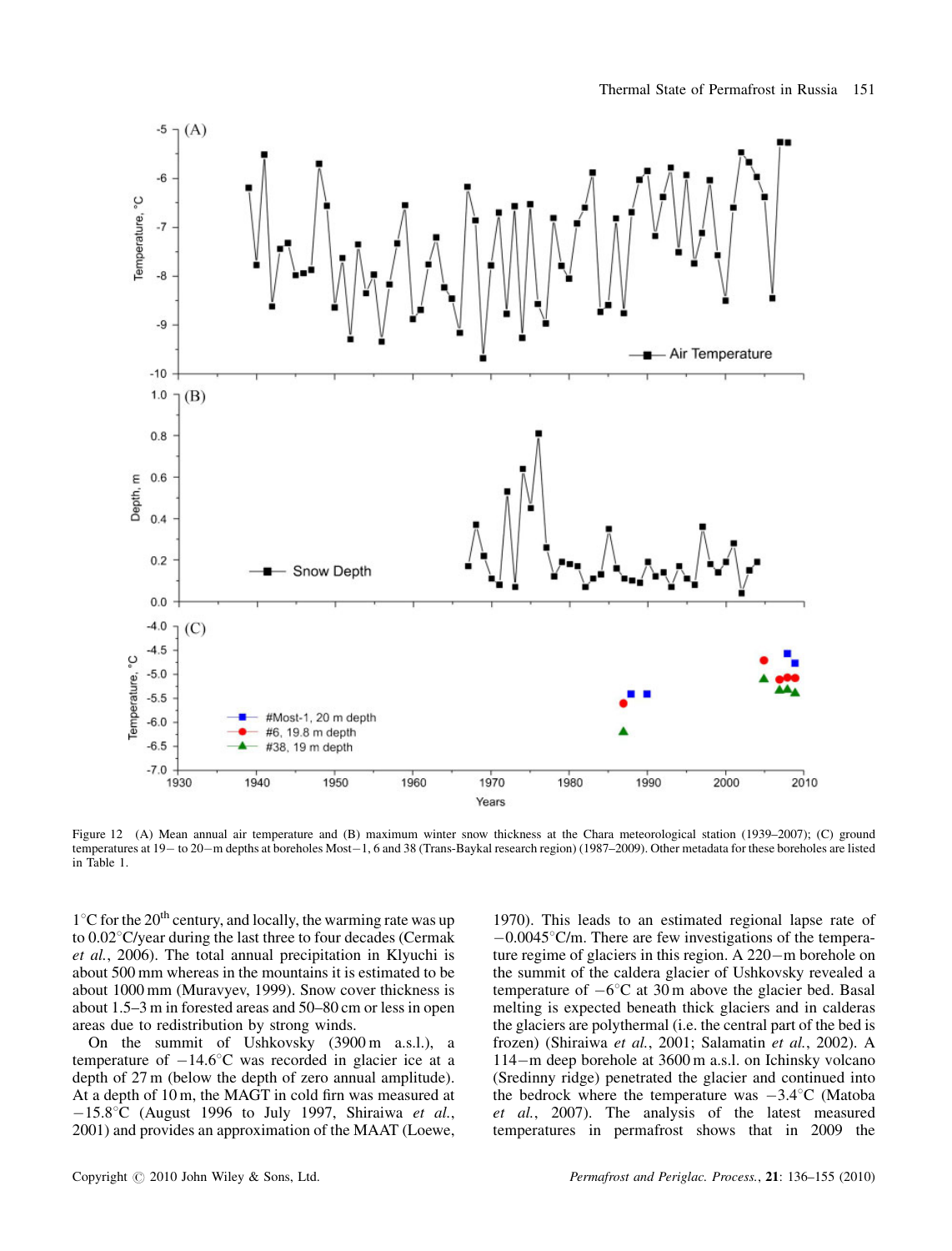Figure 12 (A) Mean annual air temperature and (B) maximum winter snow thickness at the Chara meteorological station (1939–2007); (C) ground temperatures at 19– to 20–m depths at boreholes Most–1, 6 and 38 (Trans-Baykal research region) (1987–2009). Other metadata for these boreholes are listed in Table 1.

1°C for the 20[th] century, and locally, the warming rate was up to 0.02°C/year during the last three to four decades (Cermak *et al.*, 2006). The total annual precipitation in Klyuchi is about 500 mm whereas in the mountains it is estimated to be about 1000 mm (Muravyev, 1999). Snow cover thickness is about 1.5–3 m in forested areas and 50–80 cm or less in open areas due to redistribution by strong winds.

On the summit of Ushkovsky (3900 m a.s.l.), a temperature of −14.6°C was recorded in glacier ice at a depth of 27 m (below the depth of zero annual amplitude). At a depth of 10 m, the MAGT in cold firn was measured at −15.8°C (August 1996 to July 1997, Shiraiwa *et al.*, 2001) and provides an approximation of the MAAT (Loewe, 1970). This leads to an estimated regional lapse rate of −0.0045°C/m. There are few investigations of the temperature regime of glaciers in this region. A 220–m borehole on the summit of the caldera glacier of Ushkovsky revealed a temperature of −6°C at 30 m above the glacier bed. Basal melting is expected beneath thick glaciers and in calderas the glaciers are polythermal (i.e. the central part of the bed is frozen) (Shiraiwa *et al.*, 2001; Salamatin *et al.*, 2002). A 114–m deep borehole at 3600 m a.s.l. on Ichinsky volcano (Sredinny ridge) penetrated the glacier and continued into the bedrock where the temperature was −3.4°C (Matoba *et al.*, 2007). The analysis of the latest measured temperatures in permafrost shows that in 2009 the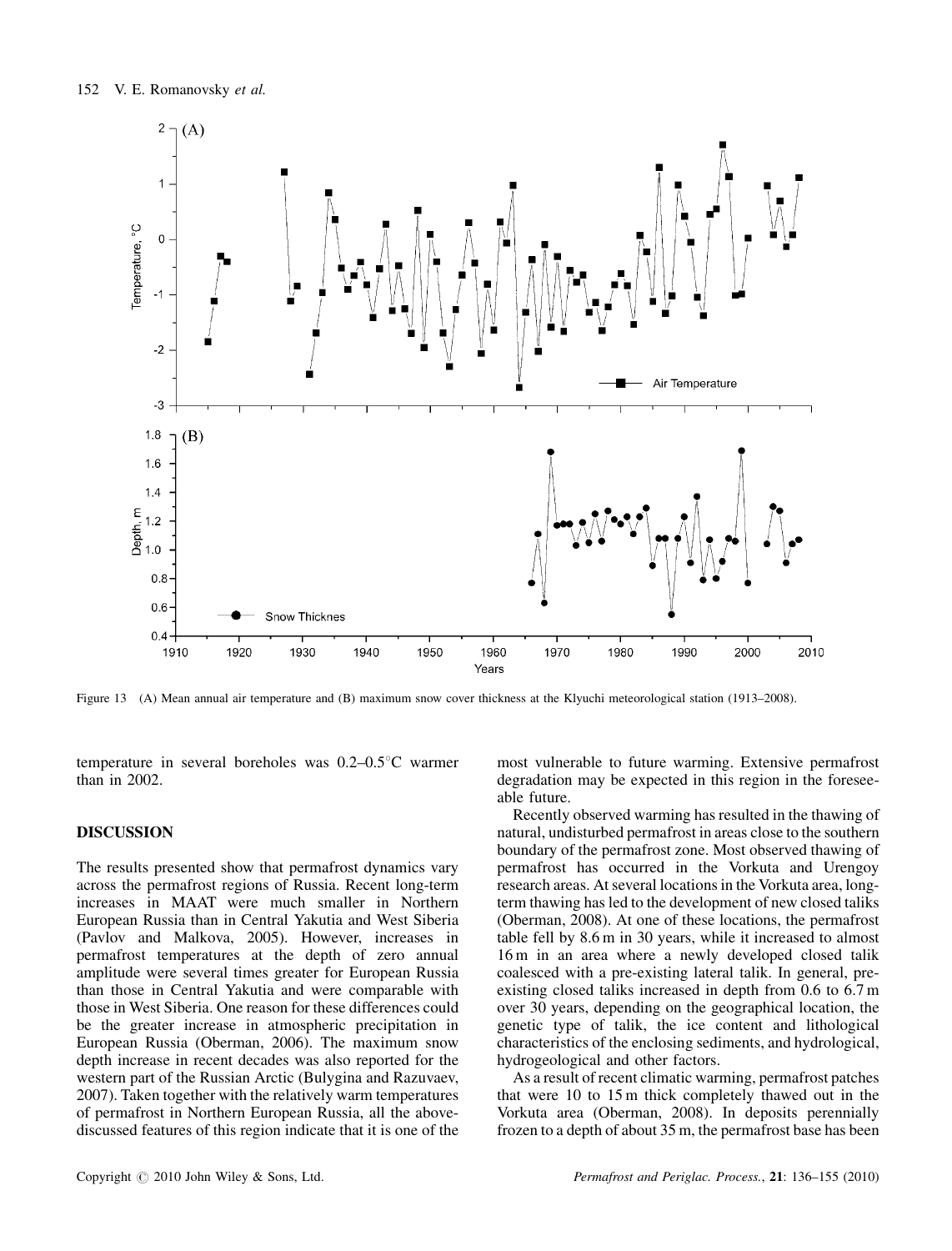Figure 13 (A) Mean annual air temperature and (B) maximum snow cover thickness at the Klyuchi meteorological station (1913–2008).

temperature in several boreholes was 0.2–0.5°C warmer than in 2002.

## DISCUSSION

The results presented show that permafrost dynamics vary across the permafrost regions of Russia. Recent long-term increases in MAAT were much smaller in Northern European Russia than in Central Yakutia and West Siberia (Pavlov and Malkova, 2005). However, increases in permafrost temperatures at the depth of zero annual amplitude were several times greater for European Russia than those in Central Yakutia and were comparable with those in West Siberia. One reason for these differences could be the greater increase in atmospheric precipitation in European Russia (Oberman, 2006). The maximum snow depth increase in recent decades was also reported for the western part of the Russian Arctic (Bulygina and Razuvaev, 2007). Taken together with the relatively warm temperatures of permafrost in Northern European Russia, all the above-discussed features of this region indicate that it is one of the most vulnerable to future warming. Extensive permafrost degradation may be expected in this region in the foreseeable future.

Recently observed warming has resulted in the thawing of natural, undisturbed permafrost in areas close to the southern boundary of the permafrost zone. Most observed thawing of permafrost has occurred in the Vorkuta and Urengoy research areas. At several locations in the Vorkuta area, long-term thawing has led to the development of new closed taliks (Oberman, 2008). At one of these locations, the permafrost table fell by 8.6 m in 30 years, while it increased to almost 16 m in an area where a newly developed closed talik coalesced with a pre-existing lateral talik. In general, pre-existing closed taliks increased in depth from 0.6 to 6.7 m over 30 years, depending on the geographical location, the genetic type of talik, the ice content and lithological characteristics of the enclosing sediments, and hydrological, hydrogeological and other factors.

As a result of recent climatic warming, permafrost patches that were 10 to 15 m thick completely thawed out in the Vorkuta area (Oberman, 2008). In deposits perennially frozen to a depth of about 35 m, the permafrost base has been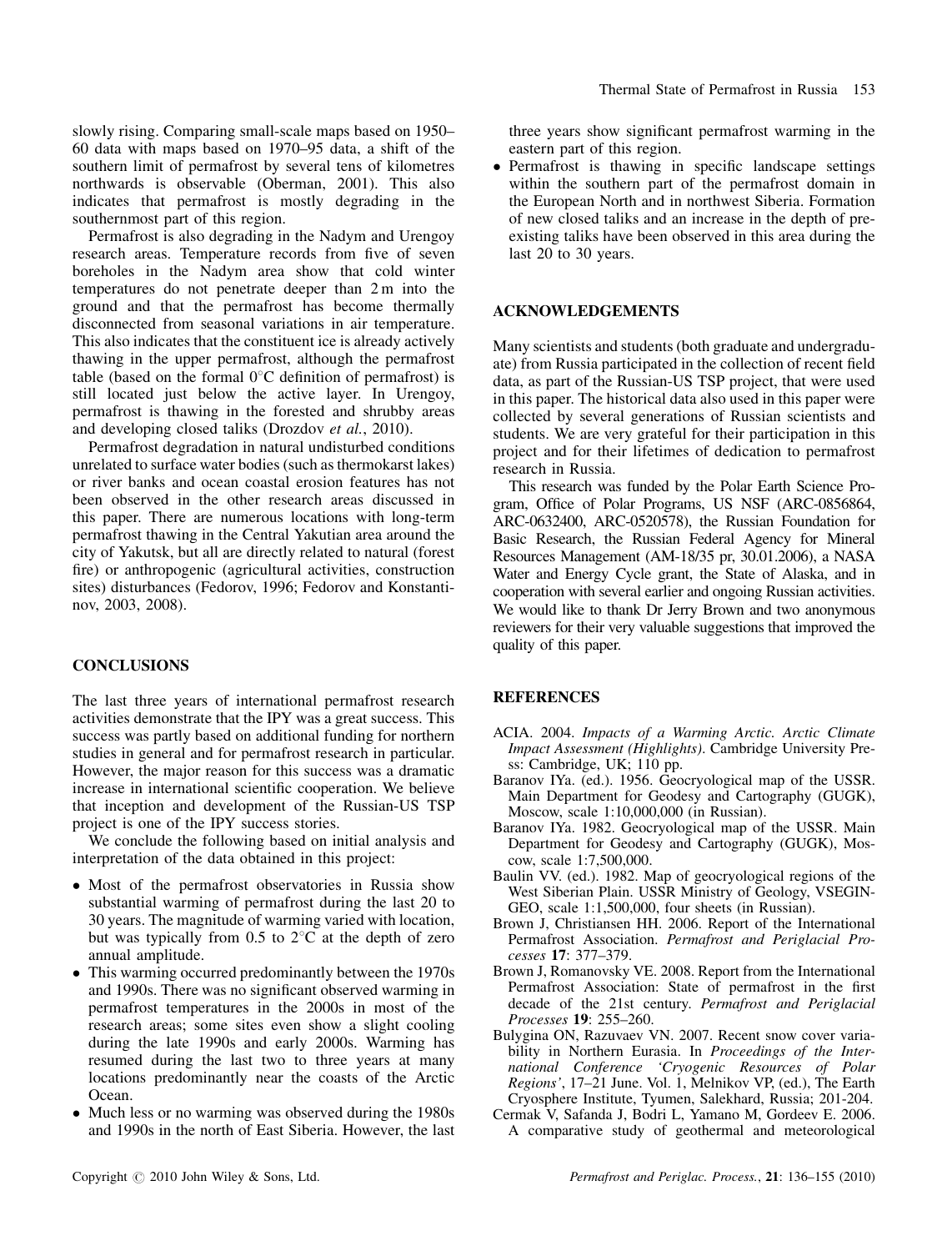slowly rising. Comparing small-scale maps based on 1950–60 data with maps based on 1970–95 data, a shift of the southern limit of permafrost by several tens of kilometres northwards is observable (Oberman, 2001). This also indicates that permafrost is mostly degrading in the southernmost part of this region.

Permafrost is also degrading in the Nadym and Urengoy research areas. Temperature records from five of seven boreholes in the Nadym area show that cold winter temperatures do not penetrate deeper than 2 m into the ground and that the permafrost has become thermally disconnected from seasonal variations in air temperature. This also indicates that the constituent ice is already actively thawing in the upper permafrost, although the permafrost table (based on the formal 0°C definition of permafrost) is still located just below the active layer. In Urengoy, permafrost is thawing in the forested and shrubby areas and developing closed taliks (Drozdov *et al.*, 2010).

Permafrost degradation in natural undisturbed conditions unrelated to surface water bodies (such as thermokarst lakes) or river banks and ocean coastal erosion features has not been observed in the other research areas discussed in this paper. There are numerous locations with long-term permafrost thawing in the Central Yakutian area around the city of Yakutsk, but all are directly related to natural (forest fire) or anthropogenic (agricultural activities, construction sites) disturbances (Fedorov, 1996; Fedorov and Konstantinov, 2003, 2008).

## CONCLUSIONS

The last three years of international permafrost research activities demonstrate that the IPY was a great success. This success was partly based on additional funding for northern studies in general and for permafrost research in particular. However, the major reason for this success was a dramatic increase in international scientific cooperation. We believe that inception and development of the Russian-US TSP project is one of the IPY success stories.

We conclude the following based on initial analysis and interpretation of the data obtained in this project:

- Most of the permafrost observatories in Russia show substantial warming of permafrost during the last 20 to 30 years. The magnitude of warming varied with location, but was typically from 0.5 to 2°C at the depth of zero annual amplitude.
- This warming occurred predominantly between the 1970s and 1990s. There was no significant observed warming in permafrost temperatures in the 2000s in most of the research areas; some sites even show a slight cooling during the late 1990s and early 2000s. Warming has resumed during the last two to three years at many locations predominantly near the coasts of the Arctic Ocean.
- Much less or no warming was observed during the 1980s and 1990s in the north of East Siberia. However, the last three years show significant permafrost warming in the eastern part of this region.
- Permafrost is thawing in specific landscape settings within the southern part of the permafrost domain in the European North and in northwest Siberia. Formation of new closed taliks and an increase in the depth of pre-existing taliks have been observed in this area during the last 20 to 30 years.

## ACKNOWLEDGEMENTS

Many scientists and students (both graduate and undergraduate) from Russia participated in the collection of recent field data, as part of the Russian-US TSP project, that were used in this paper. The historical data also used in this paper were collected by several generations of Russian scientists and students. We are very grateful for their participation in this project and for their lifetimes of dedication to permafrost research in Russia.

This research was funded by the Polar Earth Science Program, Office of Polar Programs, US NSF (ARC-0856864, ARC-0632400, ARC-0520578), the Russian Foundation for Basic Research, the Russian Federal Agency for Mineral Resources Management (AM-18/35 pr, 30.01.2006), a NASA Water and Energy Cycle grant, the State of Alaska, and in cooperation with several earlier and ongoing Russian activities. We would like to thank Dr Jerry Brown and two anonymous reviewers for their very valuable suggestions that improved the quality of this paper.

## REFERENCES

ACIA. 2004. *Impacts of a Warming Arctic. Arctic Climate Impact Assessment (Highlights)*. Cambridge University Press: Cambridge, UK; 110 pp.

Baranov IYa. (ed.). 1956. Geocryological map of the USSR. Main Department for Geodesy and Cartography (GUGK), Moscow, scale 1:10,000,000 (in Russian).

Baranov IYa. 1982. Geocryological map of the USSR. Main Department for Geodesy and Cartography (GUGK), Moscow, scale 1:7,500,000.

Baulin VV. (ed.). 1982. Map of geocryological regions of the West Siberian Plain. USSR Ministry of Geology, VSEGINGEO, scale 1:1,500,000, four sheets (in Russian).

Brown J, Christiansen HH. 2006. Report of the International Permafrost Association. *Permafrost and Periglacial Processes* **17**: 377–379.

Brown J, Romanovsky VE. 2008. Report from the International Permafrost Association: State of permafrost in the first decade of the 21st century. *Permafrost and Periglacial Processes* **19**: 255–260.

Bulygina ON, Razuvaev VN. 2007. Recent snow cover variability in Northern Eurasia. In *Proceedings of the International Conference 'Cryogenic Resources of Polar Regions'*, 17–21 June. Vol. 1, Melnikov VP, (ed.), The Earth Cryosphere Institute, Tyumen, Salekhard, Russia; 201-204.

Cermak V, Safanda J, Bodri L, Yamano M, Gordeev E. 2006. A comparative study of geothermal and meteorological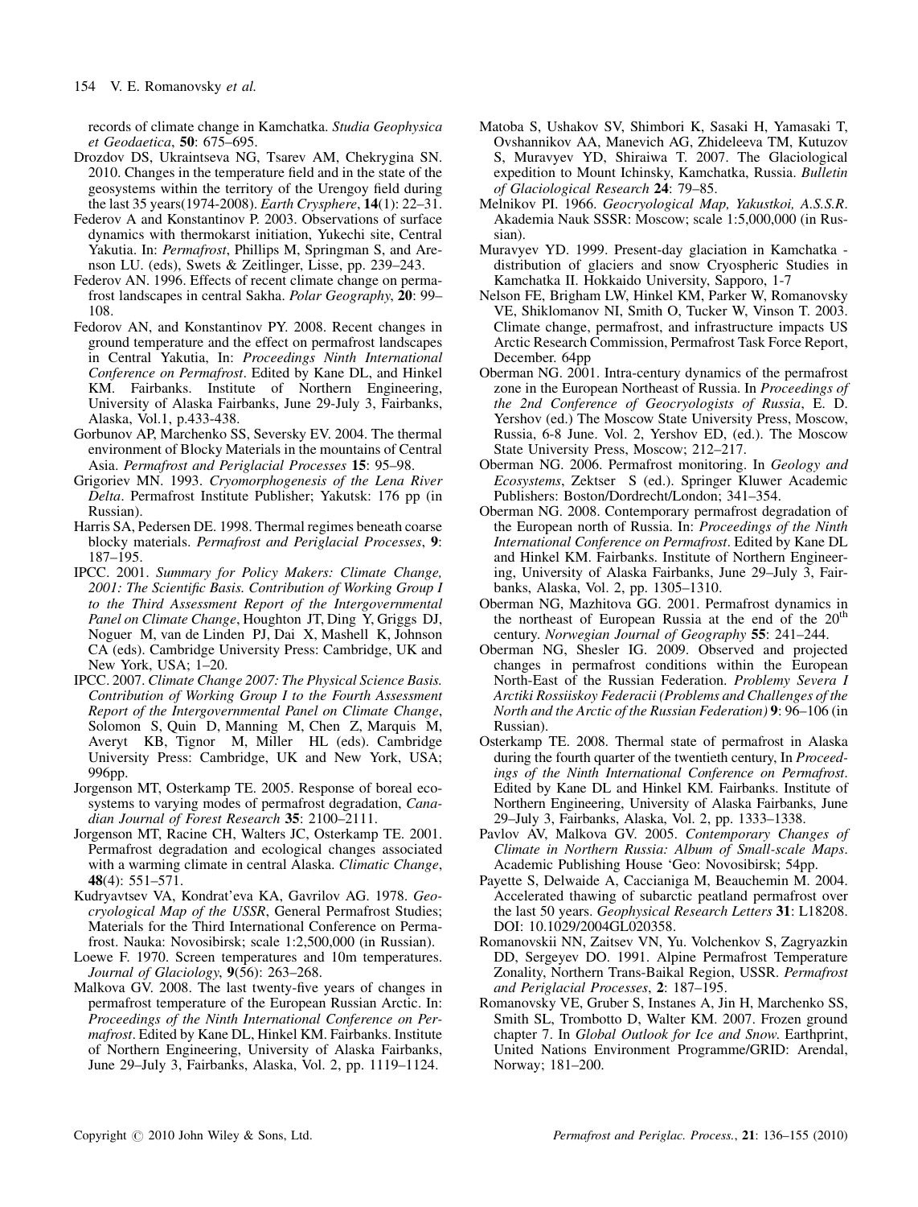records of climate change in Kamchatka. *Studia Geophysica et Geodaetica*, **50**: 675–695.

Drozdov DS, Ukraintseva NG, Tsarev AM, Chekrygina SN. 2010. Changes in the temperature field and in the state of the geosystems within the territory of the Urengoy field during the last 35 years(1974-2008). *Earth Crysphere*, **14**(1): 22–31.

Federov A and Konstantinov P. 2003. Observations of surface dynamics with thermokarst initiation, Yukechi site, Central Yakutia. In: *Permafrost*, Phillips M, Springman S, and Arenson LU. (eds), Swets & Zeitlinger, Lisse, pp. 239–243.

Federov AN. 1996. Effects of recent climate change on permafrost landscapes in central Sakha. *Polar Geography*, **20**: 99–108.

Fedorov AN, and Konstantinov PY. 2008. Recent changes in ground temperature and the effect on permafrost landscapes in Central Yakutia, In: *Proceedings Ninth International Conference on Permafrost*. Edited by Kane DL, and Hinkel KM. Fairbanks. Institute of Northern Engineering, University of Alaska Fairbanks, June 29-July 3, Fairbanks, Alaska, Vol.1, p.433-438.

Gorbunov AP, Marchenko SS, Seversky EV. 2004. The thermal environment of Blocky Materials in the mountains of Central Asia. *Permafrost and Periglacial Processes* **15**: 95–98.

Grigoriev MN. 1993. *Cryomorphogenesis of the Lena River Delta*. Permafrost Institute Publisher; Yakutsk: 176 pp (in Russian).

Harris SA, Pedersen DE. 1998. Thermal regimes beneath coarse blocky materials. *Permafrost and Periglacial Processes*, **9**: 187–195.

IPCC. 2001. *Summary for Policy Makers: Climate Change, 2001: The Scientific Basis. Contribution of Working Group I to the Third Assessment Report of the Intergovernmental Panel on Climate Change*, Houghton JT, Ding Y, Griggs DJ, Noguer M, van de Linden PJ, Dai X, Mashell K, Johnson CA (eds). Cambridge University Press: Cambridge, UK and New York, USA; 1–20.

IPCC. 2007. *Climate Change 2007: The Physical Science Basis. Contribution of Working Group I to the Fourth Assessment Report of the Intergovernmental Panel on Climate Change*, Solomon S, Quin D, Manning M, Chen Z, Marquis M, Averyt KB, Tignor M, Miller HL (eds). Cambridge University Press: Cambridge, UK and New York, USA; 996pp.

Jorgenson MT, Osterkamp TE. 2005. Response of boreal ecosystems to varying modes of permafrost degradation, *Canadian Journal of Forest Research* **35**: 2100–2111.

Jorgenson MT, Racine CH, Walters JC, Osterkamp TE. 2001. Permafrost degradation and ecological changes associated with a warming climate in central Alaska. *Climatic Change*, **48**(4): 551–571.

Kudryavtsev VA, Kondrat'eva KA, Gavrilov AG. 1978. *Geocryological Map of the USSR*, General Permafrost Studies; Materials for the Third International Conference on Permafrost. Nauka: Novosibirsk; scale 1:2,500,000 (in Russian).

Loewe F. 1970. Screen temperatures and 10m temperatures. *Journal of Glaciology*, **9**(56): 263–268.

Malkova GV. 2008. The last twenty-five years of changes in permafrost temperature of the European Russian Arctic. In: *Proceedings of the Ninth International Conference on Permafrost*. Edited by Kane DL, Hinkel KM. Fairbanks. Institute of Northern Engineering, University of Alaska Fairbanks, June 29–July 3, Fairbanks, Alaska, Vol. 2, pp. 1119–1124.

Matoba S, Ushakov SV, Shimbori K, Sasaki H, Yamasaki T, Ovshannikov AA, Manevich AG, Zhideleeva TM, Kutuzov S, Muravyev YD, Shiraiwa T. 2007. The Glaciological expedition to Mount Ichinsky, Kamchatka, Russia. *Bulletin of Glaciological Research* **24**: 79–85.

Melnikov PI. 1966. *Geocryological Map, Yakustkoi, A.S.S.R*. Akademia Nauk SSSR: Moscow; scale 1:5,000,000 (in Russian).

Muravyev YD. 1999. Present-day glaciation in Kamchatka - distribution of glaciers and snow Cryospheric Studies in Kamchatka II. Hokkaido University, Sapporo, 1-7

Nelson FE, Brigham LW, Hinkel KM, Parker W, Romanovsky VE, Shiklomanov NI, Smith O, Tucker W, Vinson T. 2003. Climate change, permafrost, and infrastructure impacts US Arctic Research Commission, Permafrost Task Force Report, December. 64pp

Oberman NG. 2001. Intra-century dynamics of the permafrost zone in the European Northeast of Russia. In *Proceedings of the 2nd Conference of Geocryologists of Russia*, E. D. Yershov (ed.) The Moscow State University Press, Moscow, Russia, 6-8 June. Vol. 2, Yershov ED, (ed.). The Moscow State University Press, Moscow; 212–217.

Oberman NG. 2006. Permafrost monitoring. In *Geology and Ecosystems*, Zektser S (ed.). Springer Kluwer Academic Publishers: Boston/Dordrecht/London; 341–354.

Oberman NG. 2008. Contemporary permafrost degradation of the European north of Russia. In: *Proceedings of the Ninth International Conference on Permafrost*. Edited by Kane DL and Hinkel KM. Fairbanks. Institute of Northern Engineering, University of Alaska Fairbanks, June 29–July 3, Fairbanks, Alaska, Vol. 2, pp. 1305–1310.

Oberman NG, Mazhitova GG. 2001. Permafrost dynamics in the northeast of European Russia at the end of the 20[th] century. *Norwegian Journal of Geography* **55**: 241–244.

Oberman NG, Shesler IG. 2009. Observed and projected changes in permafrost conditions within the European North-East of the Russian Federation. *Problemy Severa I Arctiki Rossiiskoy Federacii (Problems and Challenges of the North and the Arctic of the Russian Federation)* **9**: 96–106 (in Russian).

Osterkamp TE. 2008. Thermal state of permafrost in Alaska during the fourth quarter of the twentieth century, In *Proceedings of the Ninth International Conference on Permafrost*. Edited by Kane DL and Hinkel KM. Fairbanks. Institute of Northern Engineering, University of Alaska Fairbanks, June 29–July 3, Fairbanks, Alaska, Vol. 2, pp. 1333–1338.

Pavlov AV, Malkova GV. 2005. *Contemporary Changes of Climate in Northern Russia: Album of Small-scale Maps*. Academic Publishing House 'Geo: Novosibirsk; 54pp.

Payette S, Delwaide A, Caccianiga M, Beauchemin M. 2004. Accelerated thawing of subarctic peatland permafrost over the last 50 years. *Geophysical Research Letters* **31**: L18208. DOI: 10.1029/2004GL020358.

Romanovskii NN, Zaitsev VN, Yu. Volchenkov S, Zagryazkin DD, Sergeyev DO. 1991. Alpine Permafrost Temperature Zonality, Northern Trans-Baikal Region, USSR. *Permafrost and Periglacial Processes*, **2**: 187–195.

Romanovsky VE, Gruber S, Instanes A, Jin H, Marchenko SS, Smith SL, Trombotto D, Walter KM. 2007. Frozen ground chapter 7. In *Global Outlook for Ice and Snow*. Earthprint, United Nations Environment Programme/GRID: Arendal, Norway; 181–200.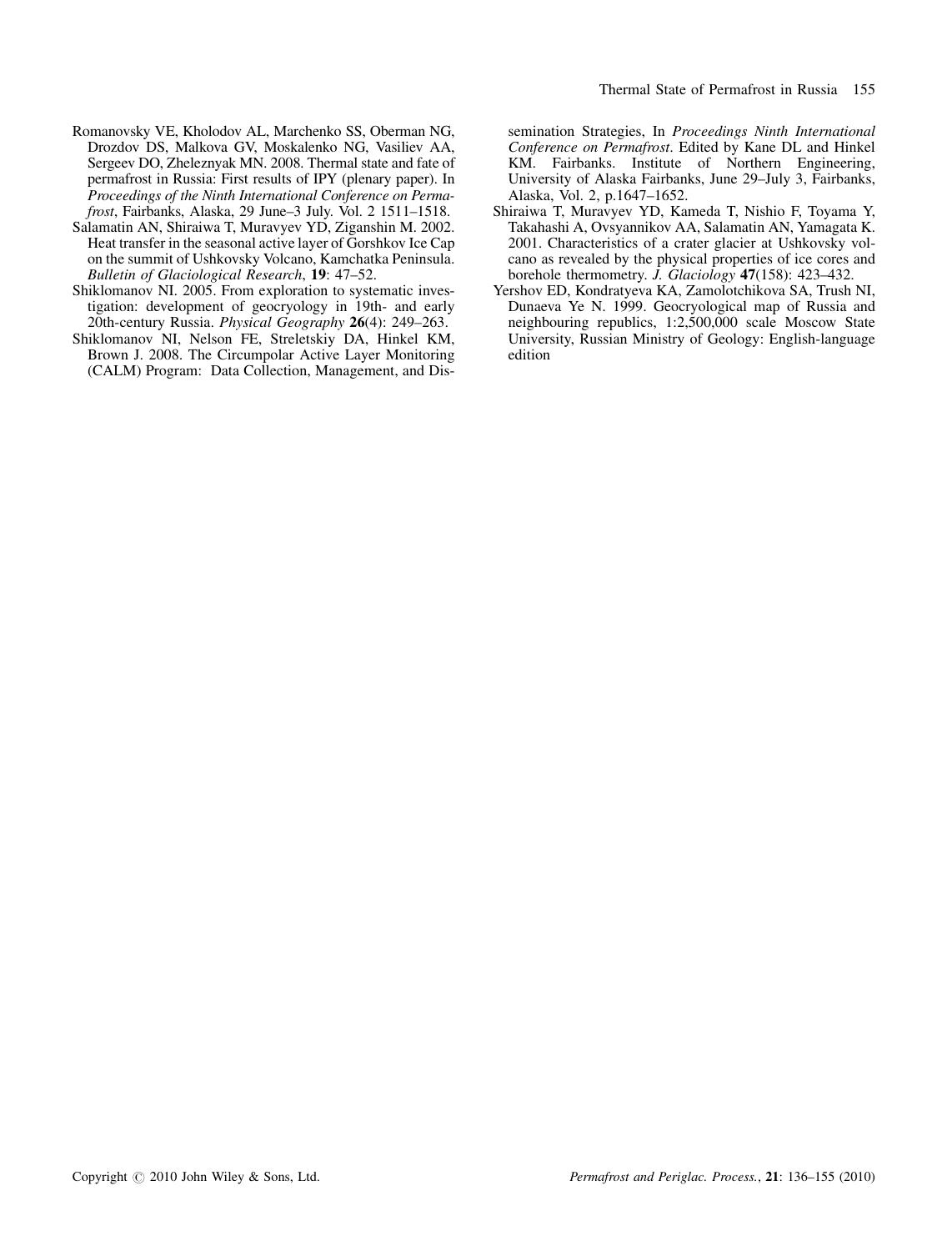Romanovsky VE, Kholodov AL, Marchenko SS, Oberman NG, Drozdov DS, Malkova GV, Moskalenko NG, Vasiliev AA, Sergeev DO, Zheleznyak MN. 2008. Thermal state and fate of permafrost in Russia: First results of IPY (plenary paper). In *Proceedings of the Ninth International Conference on Permafrost*, Fairbanks, Alaska, 29 June–3 July. Vol. 2 1511–1518.

Salamatin AN, Shiraiwa T, Muravyev YD, Ziganshin M. 2002. Heat transfer in the seasonal active layer of Gorshkov Ice Cap on the summit of Ushkovsky Volcano, Kamchatka Peninsula. *Bulletin of Glaciological Research*, **19**: 47–52.

Shiklomanov NI. 2005. From exploration to systematic investigation: development of geocryology in 19th- and early 20th-century Russia. *Physical Geography* **26**(4): 249–263.

Shiklomanov NI, Nelson FE, Streletskiy DA, Hinkel KM, Brown J. 2008. The Circumpolar Active Layer Monitoring (CALM) Program: Data Collection, Management, and Dissemination Strategies, In *Proceedings Ninth International Conference on Permafrost*. Edited by Kane DL and Hinkel KM. Fairbanks. Institute of Northern Engineering, University of Alaska Fairbanks, June 29–July 3, Fairbanks, Alaska, Vol. 2, p.1647–1652.

Shiraiwa T, Muravyev YD, Kameda T, Nishio F, Toyama Y, Takahashi A, Ovsyannikov AA, Salamatin AN, Yamagata K. 2001. Characteristics of a crater glacier at Ushkovsky volcano as revealed by the physical properties of ice cores and borehole thermometry. *J. Glaciology* **47**(158): 423–432.

Yershov ED, Kondratyeva KA, Zamolotchikova SA, Trush NI, Dunaeva Ye N. 1999. Geocryological map of Russia and neighbouring republics, 1:2,500,000 scale Moscow State University, Russian Ministry of Geology: English-language edition